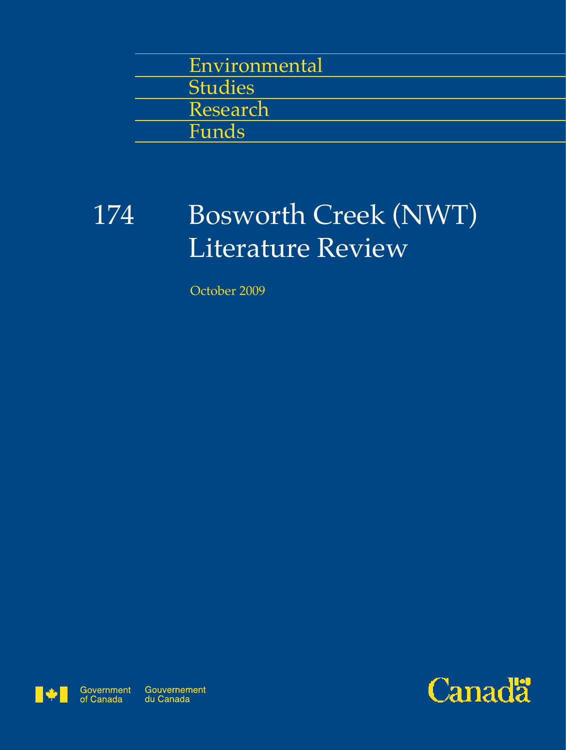Environmental
Studies
Research
Funds

# 174 Bosworth Creek (NWT) Literature Review

October 2009

Government of Canada Gouvernement du Canada

Canada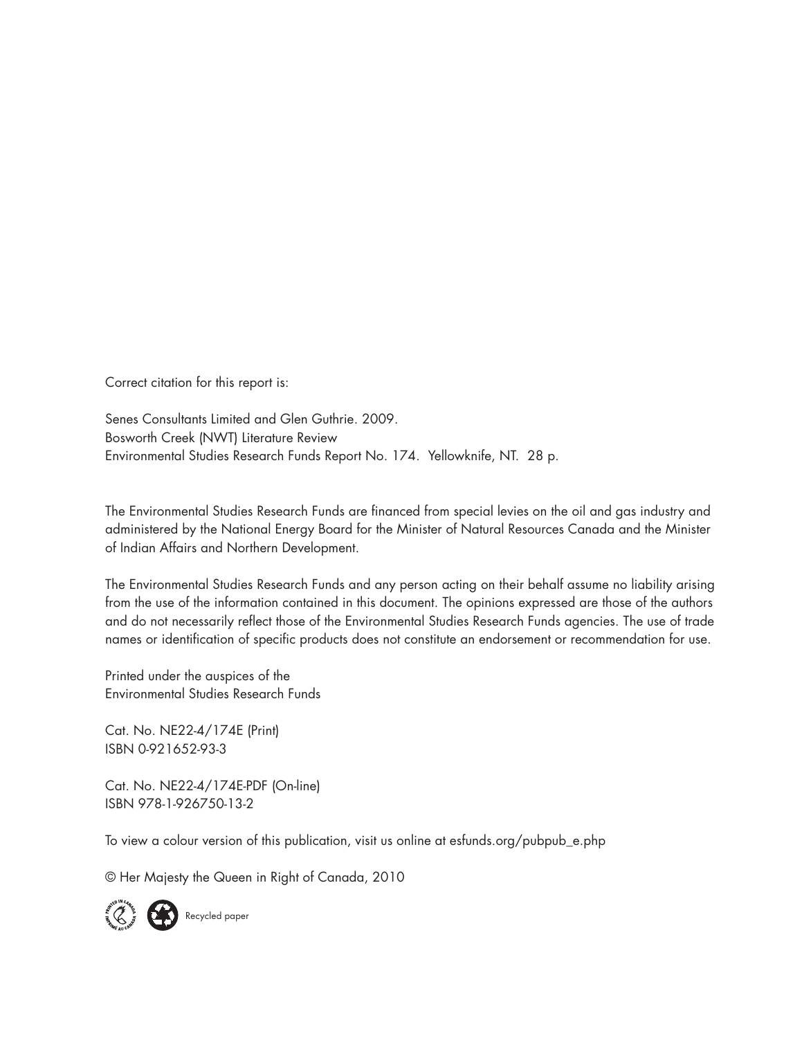Correct citation for this report is:

Senes Consultants Limited and Glen Guthrie. 2009.
Bosworth Creek (NWT) Literature Review
Environmental Studies Research Funds Report No. 174. Yellowknife, NT. 28 p.

The Environmental Studies Research Funds are financed from special levies on the oil and gas industry and administered by the National Energy Board for the Minister of Natural Resources Canada and the Minister of Indian Affairs and Northern Development.

The Environmental Studies Research Funds and any person acting on their behalf assume no liability arising from the use of the information contained in this document. The opinions expressed are those of the authors and do not necessarily reflect those of the Environmental Studies Research Funds agencies. The use of trade names or identification of specific products does not constitute an endorsement or recommendation for use.

Printed under the auspices of the
Environmental Studies Research Funds

Cat. No. NE22-4/174E (Print)
ISBN 0-921652-93-3

Cat. No. NE22-4/174E-PDF (On-line)
ISBN 978-1-926750-13-2

To view a colour version of this publication, visit us online at esfunds.org/pubpub_e.php

© Her Majesty the Queen in Right of Canada, 2010

Recycled paper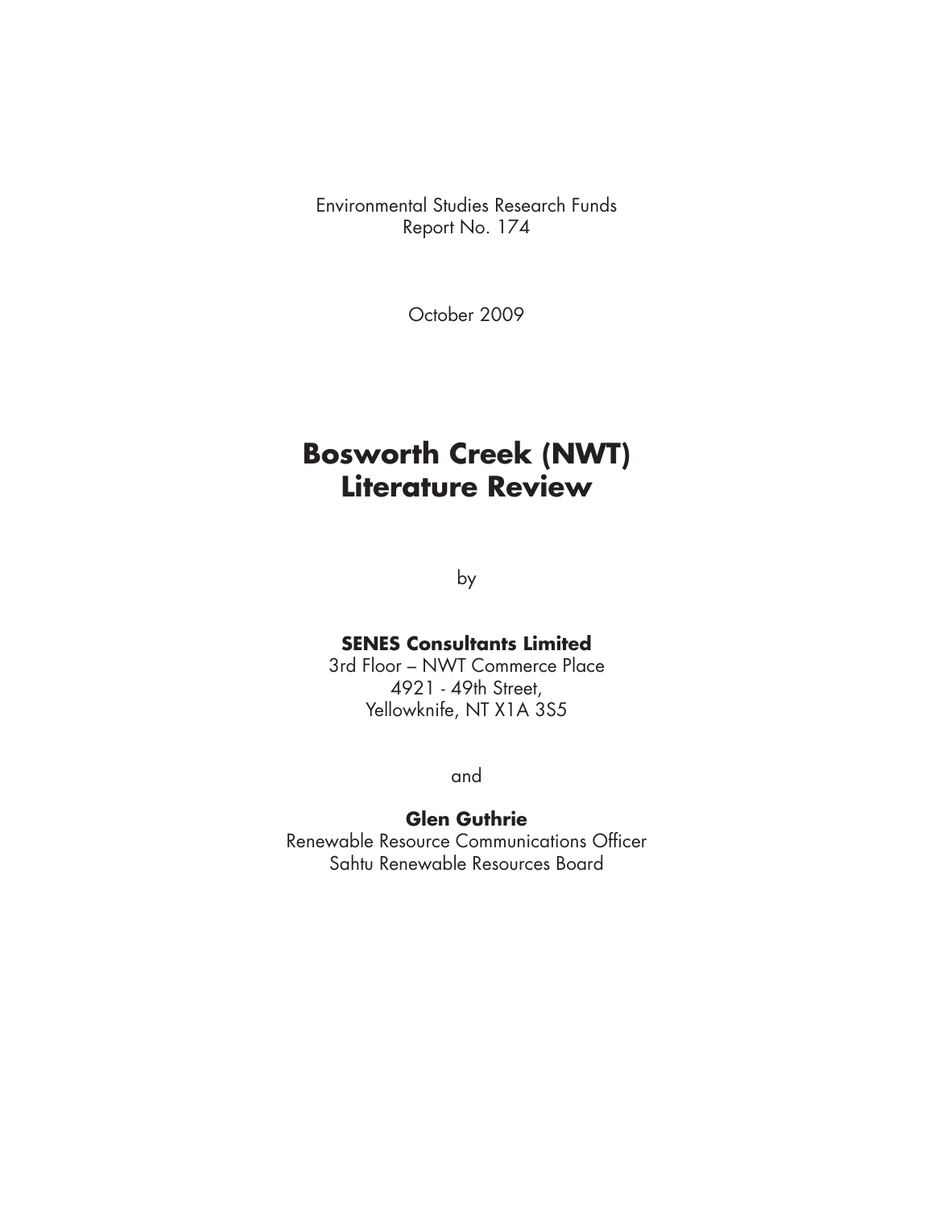Environmental Studies Research Funds
Report No. 174

October 2009

# Bosworth Creek (NWT) Literature Review

by

**SENES Consultants Limited**
3rd Floor – NWT Commerce Place
4921 - 49th Street,
Yellowknife, NT X1A 3S5

and

**Glen Guthrie**
Renewable Resource Communications Officer
Sahtu Renewable Resources Board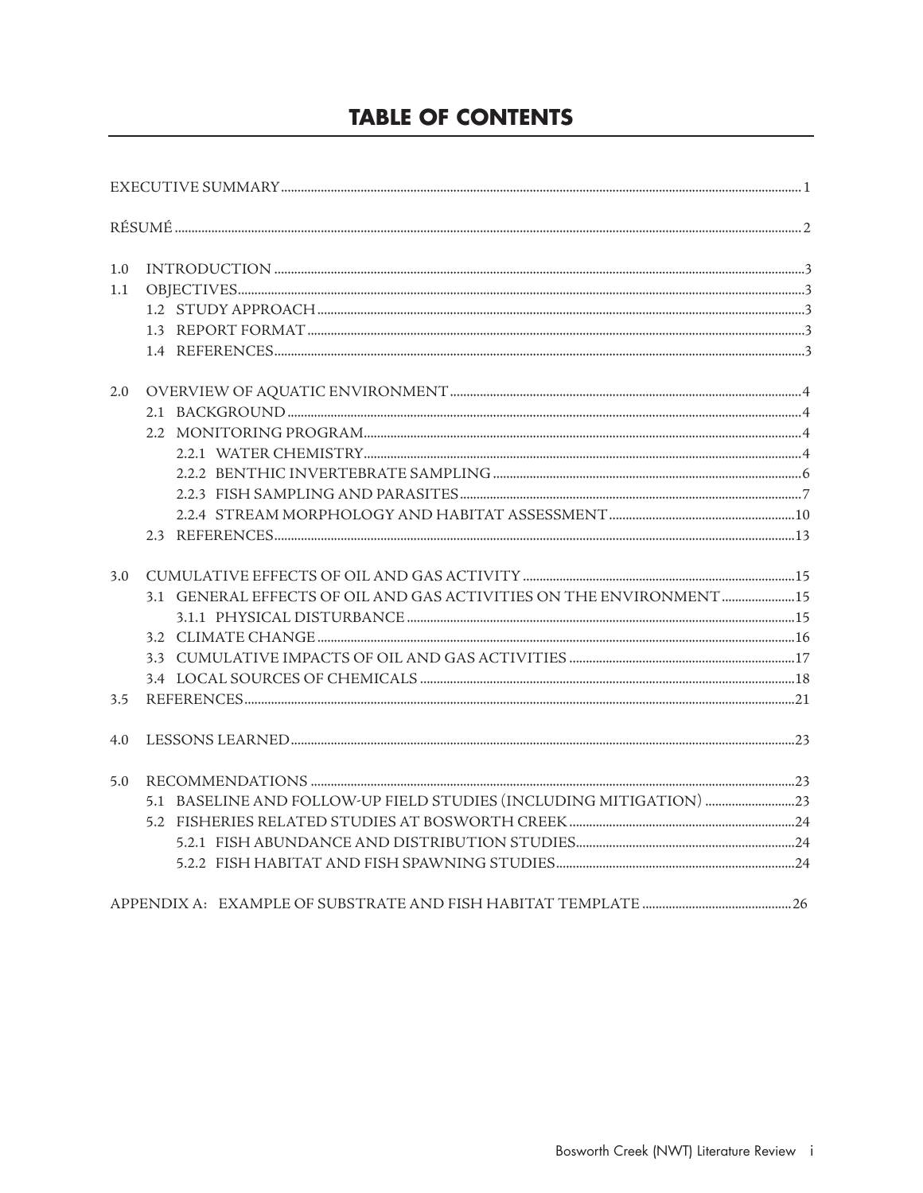# TABLE OF CONTENTS

| | | |
|---|---|---|
| EXECUTIVE SUMMARY | | 1 |
| RÉSUMÉ | | 2 |
| 1.0 | INTRODUCTION | 3 |
| 1.1 | OBJECTIVES | 3 |
| | 1.2 STUDY APPROACH | 3 |
| | 1.3 REPORT FORMAT | 3 |
| | 1.4 REFERENCES | 3 |
| 2.0 | OVERVIEW OF AQUATIC ENVIRONMENT | 4 |
| | 2.1 BACKGROUND | 4 |
| | 2.2 MONITORING PROGRAM | 4 |
| | 2.2.1 WATER CHEMISTRY | 4 |
| | 2.2.2 BENTHIC INVERTEBRATE SAMPLING | 6 |
| | 2.2.3 FISH SAMPLING AND PARASITES | 7 |
| | 2.2.4 STREAM MORPHOLOGY AND HABITAT ASSESSMENT | 10 |
| | 2.3 REFERENCES | 13 |
| 3.0 | CUMULATIVE EFFECTS OF OIL AND GAS ACTIVITY | 15 |
| | 3.1 GENERAL EFFECTS OF OIL AND GAS ACTIVITIES ON THE ENVIRONMENT | 15 |
| | 3.1.1 PHYSICAL DISTURBANCE | 15 |
| | 3.2 CLIMATE CHANGE | 16 |
| | 3.3 CUMULATIVE IMPACTS OF OIL AND GAS ACTIVITIES | 17 |
| | 3.4 LOCAL SOURCES OF CHEMICALS | 18 |
| 3.5 | REFERENCES | 21 |
| 4.0 | LESSONS LEARNED | 23 |
| 5.0 | RECOMMENDATIONS | 23 |
| | 5.1 BASELINE AND FOLLOW-UP FIELD STUDIES (INCLUDING MITIGATION) | 23 |
| | 5.2 FISHERIES RELATED STUDIES AT BOSWORTH CREEK | 24 |
| | 5.2.1 FISH ABUNDANCE AND DISTRIBUTION STUDIES | 24 |
| | 5.2.2 FISH HABITAT AND FISH SPAWNING STUDIES | 24 |
| APPENDIX A: EXAMPLE OF SUBSTRATE AND FISH HABITAT TEMPLATE | | 26 |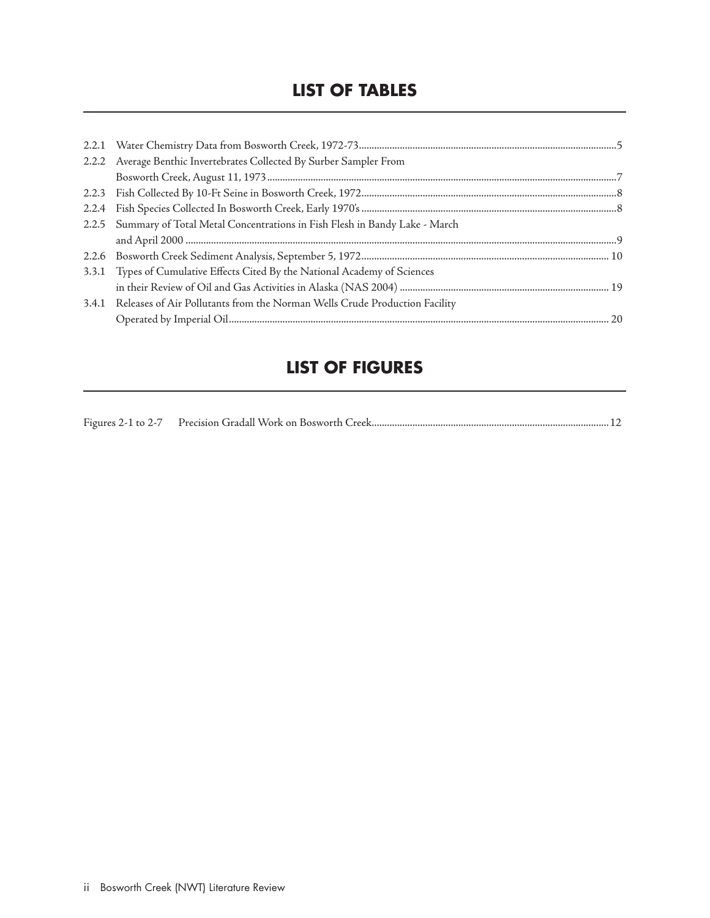# LIST OF TABLES

| | | |
|---|---|---|
| 2.2.1 | Water Chemistry Data from Bosworth Creek, 1972-73 | 5 |
| 2.2.2 | Average Benthic Invertebrates Collected By Surber Sampler From Bosworth Creek, August 11, 1973 | 7 |
| 2.2.3 | Fish Collected By 10-Ft Seine in Bosworth Creek, 1972 | 8 |
| 2.2.4 | Fish Species Collected In Bosworth Creek, Early 1970's | 8 |
| 2.2.5 | Summary of Total Metal Concentrations in Fish Flesh in Bandy Lake - March and April 2000 | 9 |
| 2.2.6 | Bosworth Creek Sediment Analysis, September 5, 1972 | 10 |
| 3.3.1 | Types of Cumulative Effects Cited By the National Academy of Sciences in their Review of Oil and Gas Activities in Alaska (NAS 2004) | 19 |
| 3.4.1 | Releases of Air Pollutants from the Norman Wells Crude Production Facility Operated by Imperial Oil | 20 |

# LIST OF FIGURES

| | | |
|---|---|---|
| Figures 2-1 to 2-7 | Precision Gradall Work on Bosworth Creek | 12 |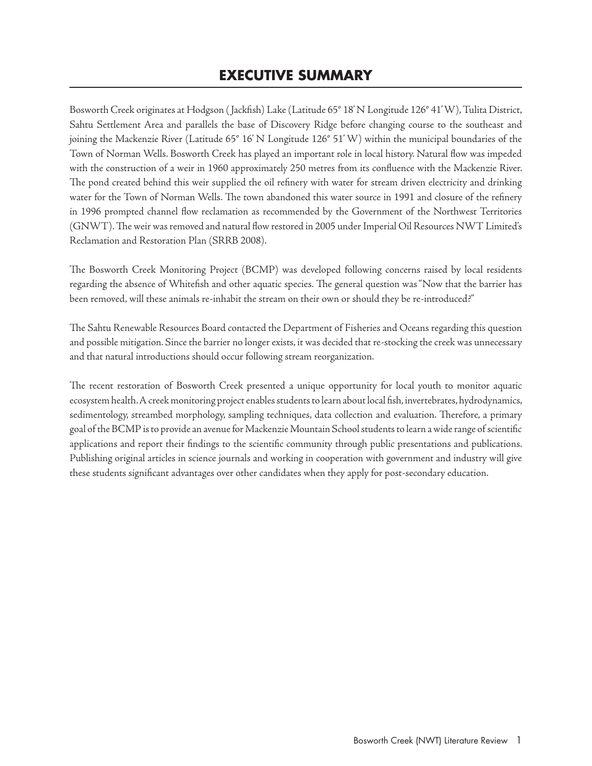# EXECUTIVE SUMMARY

Bosworth Creek originates at Hodgson (Jackfish) Lake (Latitude 65° 18′ N Longitude 126° 41′ W), Tulita District, Sahtu Settlement Area and parallels the base of Discovery Ridge before changing course to the southeast and joining the Mackenzie River (Latitude 65° 16′ N Longitude 126° 51′ W) within the municipal boundaries of the Town of Norman Wells. Bosworth Creek has played an important role in local history. Natural flow was impeded with the construction of a weir in 1960 approximately 250 metres from its confluence with the Mackenzie River. The pond created behind this weir supplied the oil refinery with water for stream driven electricity and drinking water for the Town of Norman Wells. The town abandoned this water source in 1991 and closure of the refinery in 1996 prompted channel flow reclamation as recommended by the Government of the Northwest Territories (GNWT). The weir was removed and natural flow restored in 2005 under Imperial Oil Resources NWT Limited's Reclamation and Restoration Plan (SRRB 2008).

The Bosworth Creek Monitoring Project (BCMP) was developed following concerns raised by local residents regarding the absence of Whitefish and other aquatic species. The general question was "Now that the barrier has been removed, will these animals re-inhabit the stream on their own or should they be re-introduced?"

The Sahtu Renewable Resources Board contacted the Department of Fisheries and Oceans regarding this question and possible mitigation. Since the barrier no longer exists, it was decided that re-stocking the creek was unnecessary and that natural introductions should occur following stream reorganization.

The recent restoration of Bosworth Creek presented a unique opportunity for local youth to monitor aquatic ecosystem health. A creek monitoring project enables students to learn about local fish, invertebrates, hydrodynamics, sedimentology, streambed morphology, sampling techniques, data collection and evaluation. Therefore, a primary goal of the BCMP is to provide an avenue for Mackenzie Mountain School students to learn a wide range of scientific applications and report their findings to the scientific community through public presentations and publications. Publishing original articles in science journals and working in cooperation with government and industry will give these students significant advantages over other candidates when they apply for post-secondary education.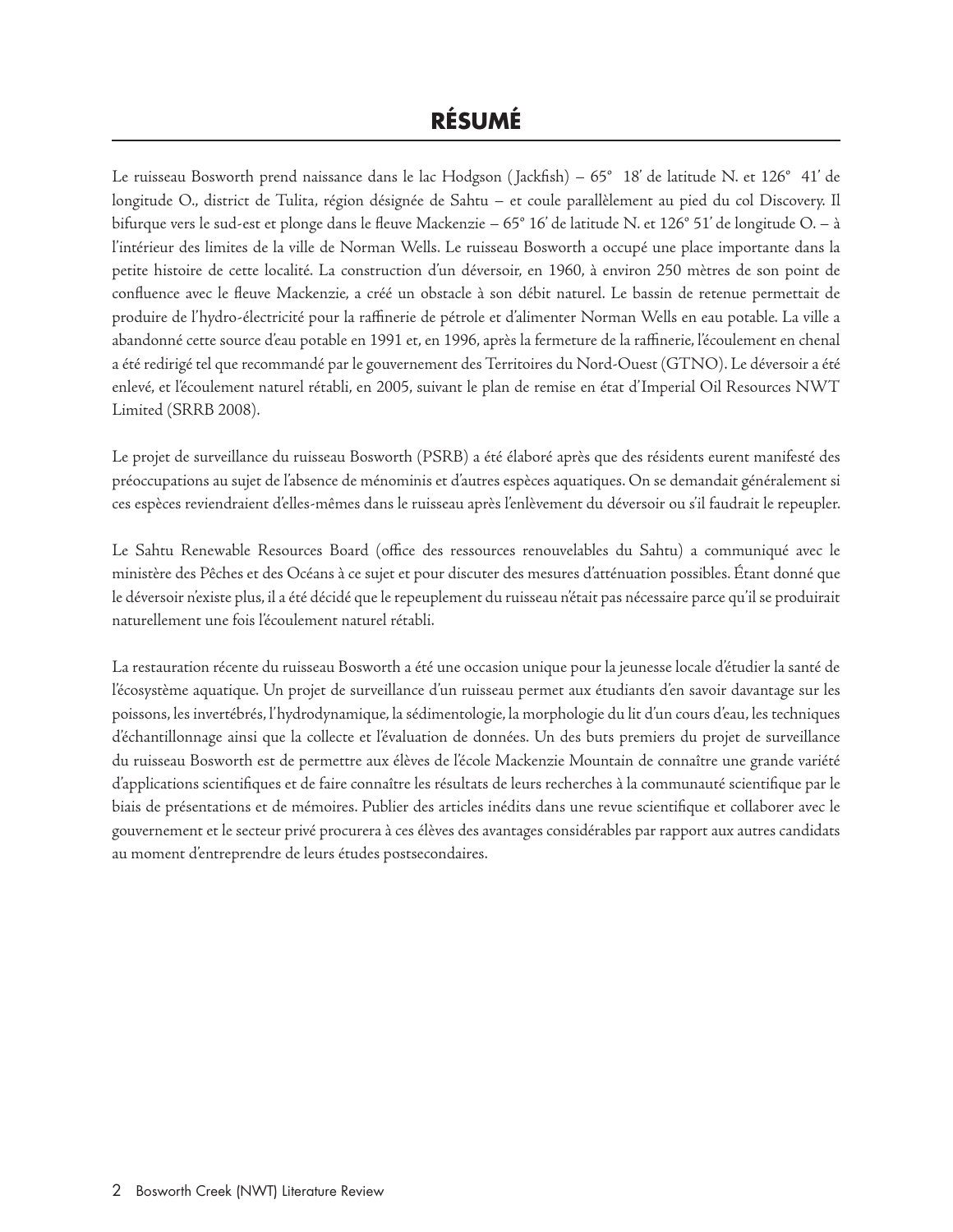# RÉSUMÉ

Le ruisseau Bosworth prend naissance dans le lac Hodgson (Jackfish) – 65° 18′ de latitude N. et 126° 41′ de longitude O., district de Tulita, région désignée de Sahtu – et coule parallèlement au pied du col Discovery. Il bifurque vers le sud-est et plonge dans le fleuve Mackenzie – 65° 16′ de latitude N. et 126° 51′ de longitude O. – à l'intérieur des limites de la ville de Norman Wells. Le ruisseau Bosworth a occupé une place importante dans la petite histoire de cette localité. La construction d'un déversoir, en 1960, à environ 250 mètres de son point de confluence avec le fleuve Mackenzie, a créé un obstacle à son débit naturel. Le bassin de retenue permettait de produire de l'hydro-électricité pour la raffinerie de pétrole et d'alimenter Norman Wells en eau potable. La ville a abandonné cette source d'eau potable en 1991 et, en 1996, après la fermeture de la raffinerie, l'écoulement en chenal a été redirigé tel que recommandé par le gouvernement des Territoires du Nord-Ouest (GTNO). Le déversoir a été enlevé, et l'écoulement naturel rétabli, en 2005, suivant le plan de remise en état d'Imperial Oil Resources NWT Limited (SRRB 2008).

Le projet de surveillance du ruisseau Bosworth (PSRB) a été élaboré après que des résidents eurent manifesté des préoccupations au sujet de l'absence de ménominis et d'autres espèces aquatiques. On se demandait généralement si ces espèces reviendraient d'elles-mêmes dans le ruisseau après l'enlèvement du déversoir ou s'il faudrait le repeupler.

Le Sahtu Renewable Resources Board (office des ressources renouvelables du Sahtu) a communiqué avec le ministère des Pêches et des Océans à ce sujet et pour discuter des mesures d'atténuation possibles. Étant donné que le déversoir n'existe plus, il a été décidé que le repeuplement du ruisseau n'était pas nécessaire parce qu'il se produirait naturellement une fois l'écoulement naturel rétabli.

La restauration récente du ruisseau Bosworth a été une occasion unique pour la jeunesse locale d'étudier la santé de l'écosystème aquatique. Un projet de surveillance d'un ruisseau permet aux étudiants d'en savoir davantage sur les poissons, les invertébrés, l'hydrodynamique, la sédimentologie, la morphologie du lit d'un cours d'eau, les techniques d'échantillonnage ainsi que la collecte et l'évaluation de données. Un des buts premiers du projet de surveillance du ruisseau Bosworth est de permettre aux élèves de l'école Mackenzie Mountain de connaître une grande variété d'applications scientifiques et de faire connaître les résultats de leurs recherches à la communauté scientifique par le biais de présentations et de mémoires. Publier des articles inédits dans une revue scientifique et collaborer avec le gouvernement et le secteur privé procurera à ces élèves des avantages considérables par rapport aux autres candidats au moment d'entreprendre de leurs études postsecondaires.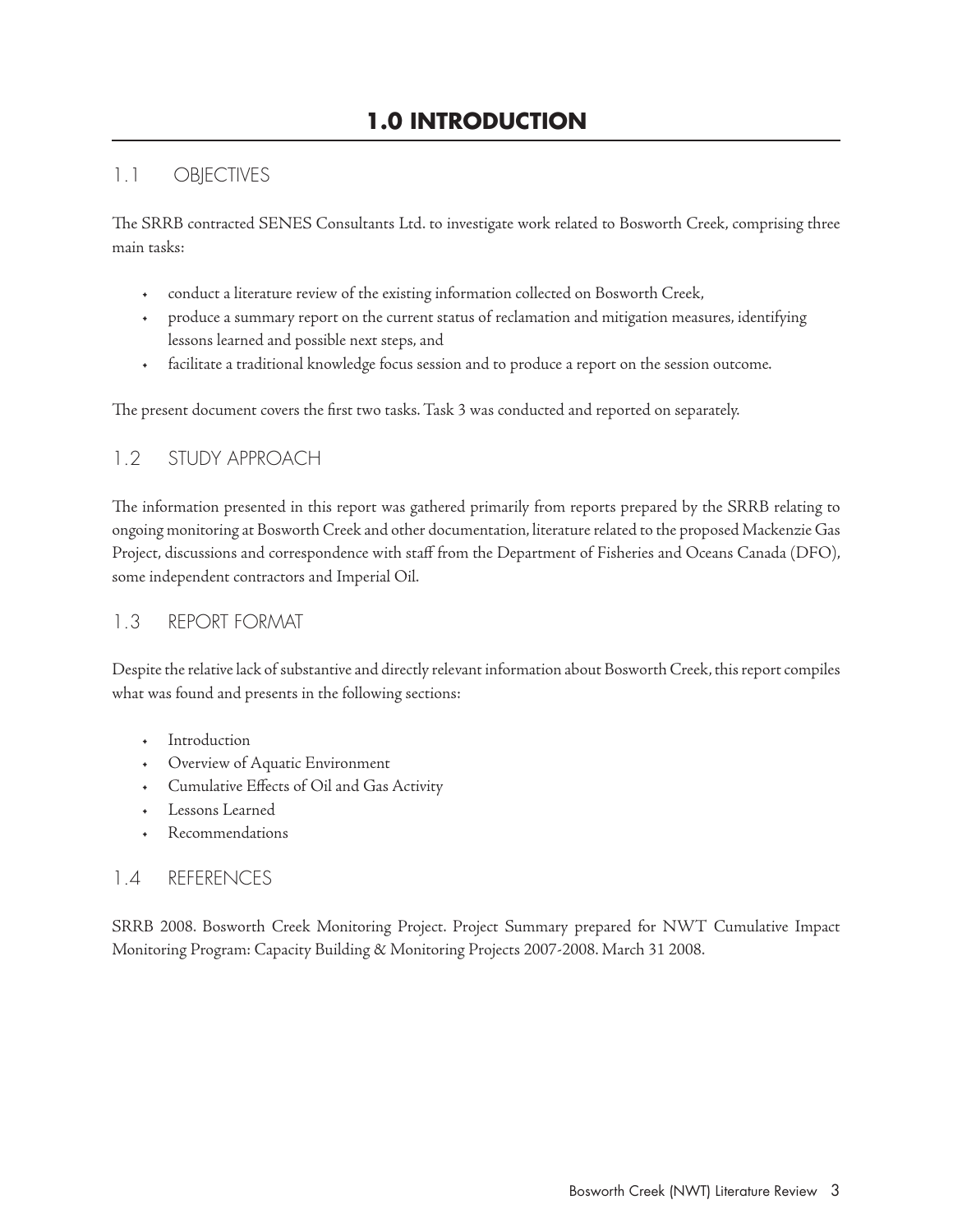# 1.0 INTRODUCTION

## 1.1 OBJECTIVES

The SRRB contracted SENES Consultants Ltd. to investigate work related to Bosworth Creek, comprising three main tasks:

- conduct a literature review of the existing information collected on Bosworth Creek,
- produce a summary report on the current status of reclamation and mitigation measures, identifying lessons learned and possible next steps, and
- facilitate a traditional knowledge focus session and to produce a report on the session outcome.

The present document covers the first two tasks. Task 3 was conducted and reported on separately.

## 1.2 STUDY APPROACH

The information presented in this report was gathered primarily from reports prepared by the SRRB relating to ongoing monitoring at Bosworth Creek and other documentation, literature related to the proposed Mackenzie Gas Project, discussions and correspondence with staff from the Department of Fisheries and Oceans Canada (DFO), some independent contractors and Imperial Oil.

## 1.3 REPORT FORMAT

Despite the relative lack of substantive and directly relevant information about Bosworth Creek, this report compiles what was found and presents in the following sections:

- Introduction
- Overview of Aquatic Environment
- Cumulative Effects of Oil and Gas Activity
- Lessons Learned
- Recommendations

## 1.4 REFERENCES

SRRB 2008. Bosworth Creek Monitoring Project. Project Summary prepared for NWT Cumulative Impact Monitoring Program: Capacity Building & Monitoring Projects 2007-2008. March 31 2008.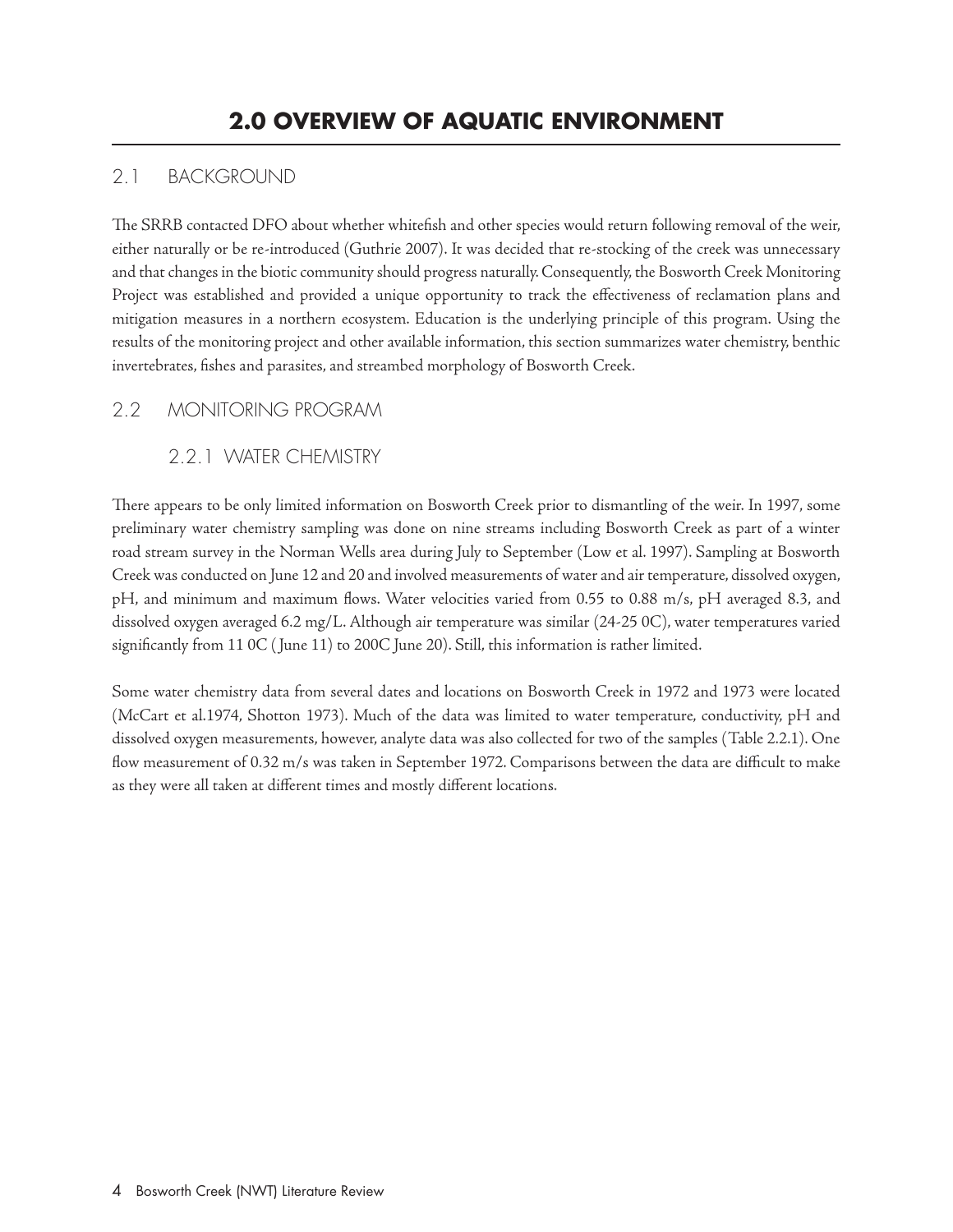# 2.0 OVERVIEW OF AQUATIC ENVIRONMENT

## 2.1 BACKGROUND

The SRRB contacted DFO about whether whitefish and other species would return following removal of the weir, either naturally or be re-introduced (Guthrie 2007). It was decided that re-stocking of the creek was unnecessary and that changes in the biotic community should progress naturally. Consequently, the Bosworth Creek Monitoring Project was established and provided a unique opportunity to track the effectiveness of reclamation plans and mitigation measures in a northern ecosystem. Education is the underlying principle of this program. Using the results of the monitoring project and other available information, this section summarizes water chemistry, benthic invertebrates, fishes and parasites, and streambed morphology of Bosworth Creek.

## 2.2 MONITORING PROGRAM

### 2.2.1 WATER CHEMISTRY

There appears to be only limited information on Bosworth Creek prior to dismantling of the weir. In 1997, some preliminary water chemistry sampling was done on nine streams including Bosworth Creek as part of a winter road stream survey in the Norman Wells area during July to September (Low et al. 1997). Sampling at Bosworth Creek was conducted on June 12 and 20 and involved measurements of water and air temperature, dissolved oxygen, pH, and minimum and maximum flows. Water velocities varied from 0.55 to 0.88 m/s, pH averaged 8.3, and dissolved oxygen averaged 6.2 mg/L. Although air temperature was similar (24-25 0C), water temperatures varied significantly from 11 0C ( June 11) to 200C June 20). Still, this information is rather limited.

Some water chemistry data from several dates and locations on Bosworth Creek in 1972 and 1973 were located (McCart et al.1974, Shotton 1973). Much of the data was limited to water temperature, conductivity, pH and dissolved oxygen measurements, however, analyte data was also collected for two of the samples (Table 2.2.1). One flow measurement of 0.32 m/s was taken in September 1972. Comparisons between the data are difficult to make as they were all taken at different times and mostly different locations.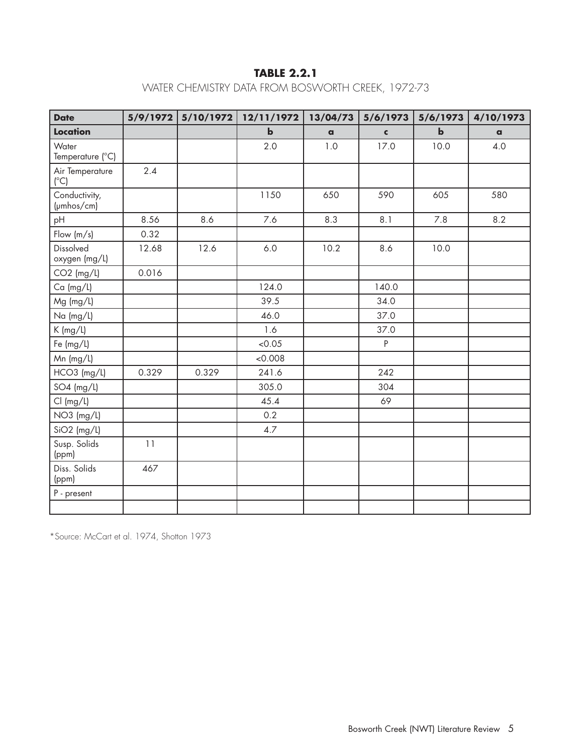**TABLE 2.2.1**

WATER CHEMISTRY DATA FROM BOSWORTH CREEK, 1972-73

| **Date** | **5/9/1972** | **5/10/1972** | **12/11/1972** | **13/04/73** | **5/6/1973** | **5/6/1973** | **4/10/1973** |
|---|---|---|---|---|---|---|---|
| **Location** | | | **b** | **a** | **c** | **b** | **a** |
| Water Temperature (°C) | | | 2.0 | 1.0 | 17.0 | 10.0 | 4.0 |
| Air Temperature (°C) | 2.4 | | | | | | |
| Conductivity, (μmhos/cm) | | | 1150 | 650 | 590 | 605 | 580 |
| pH | 8.56 | 8.6 | 7.6 | 8.3 | 8.1 | 7.8 | 8.2 |
| Flow (m/s) | 0.32 | | | | | | |
| Dissolved oxygen (mg/L) | 12.68 | 12.6 | 6.0 | 10.2 | 8.6 | 10.0 | |
| CO2 (mg/L) | 0.016 | | | | | | |
| Ca (mg/L) | | | 124.0 | | 140.0 | | |
| Mg (mg/L) | | | 39.5 | | 34.0 | | |
| Na (mg/L) | | | 46.0 | | 37.0 | | |
| K (mg/L) | | | 1.6 | | 37.0 | | |
| Fe (mg/L) | | | <0.05 | | P | | |
| Mn (mg/L) | | | <0.008 | | | | |
| HCO3 (mg/L) | 0.329 | 0.329 | 241.6 | | 242 | | |
| SO4 (mg/L) | | | 305.0 | | 304 | | |
| Cl (mg/L) | | | 45.4 | | 69 | | |
| NO3 (mg/L) | | | 0.2 | | | | |
| SiO2 (mg/L) | | | 4.7 | | | | |
| Susp. Solids (ppm) | 11 | | | | | | |
| Diss. Solids (ppm) | 467 | | | | | | |
| P - present | | | | | | | |
| | | | | | | | |

*Source: McCart et al. 1974, Shotton 1973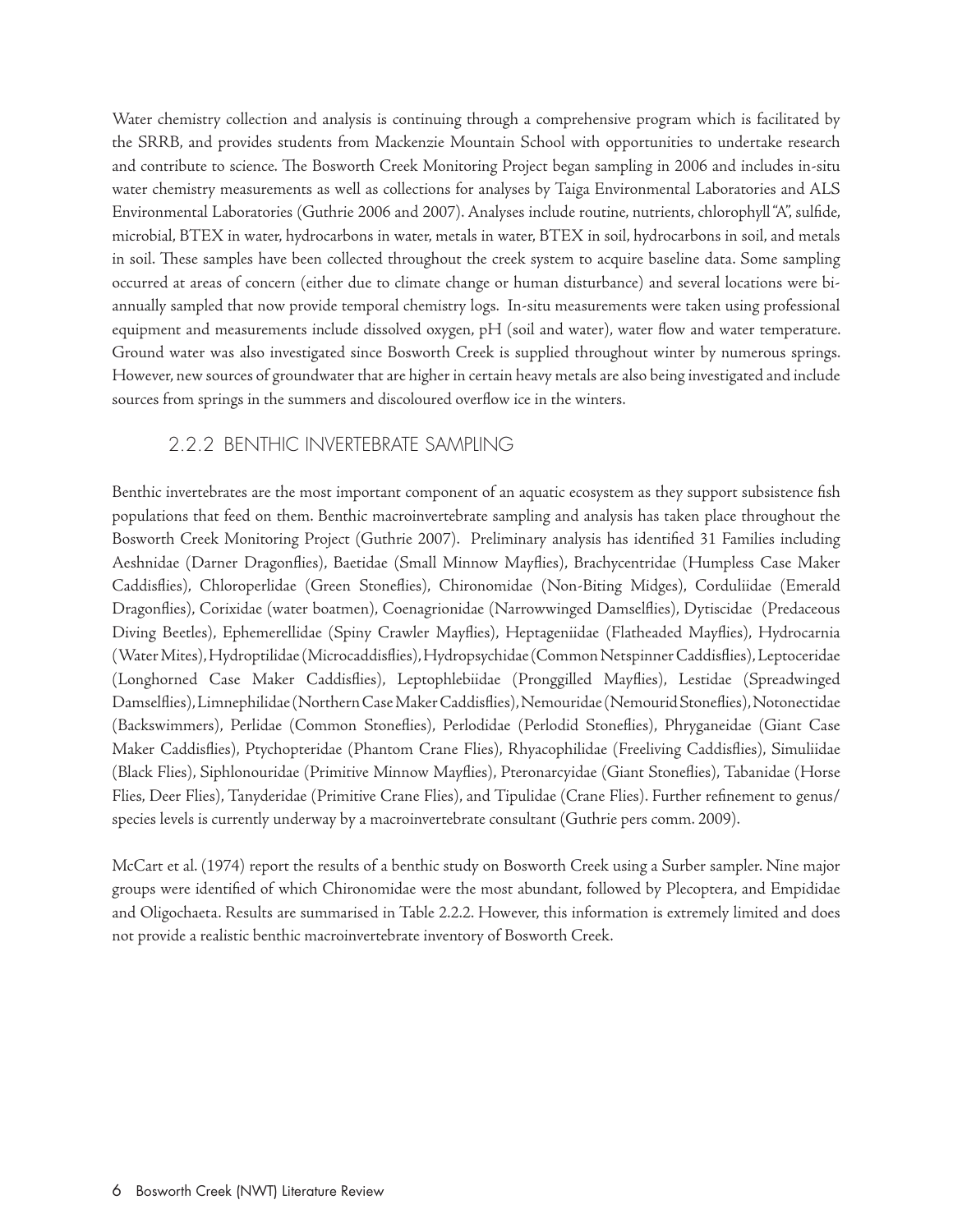Water chemistry collection and analysis is continuing through a comprehensive program which is facilitated by the SRRB, and provides students from Mackenzie Mountain School with opportunities to undertake research and contribute to science. The Bosworth Creek Monitoring Project began sampling in 2006 and includes in-situ water chemistry measurements as well as collections for analyses by Taiga Environmental Laboratories and ALS Environmental Laboratories (Guthrie 2006 and 2007). Analyses include routine, nutrients, chlorophyll "A", sulfide, microbial, BTEX in water, hydrocarbons in water, metals in water, BTEX in soil, hydrocarbons in soil, and metals in soil. These samples have been collected throughout the creek system to acquire baseline data. Some sampling occurred at areas of concern (either due to climate change or human disturbance) and several locations were bi-annually sampled that now provide temporal chemistry logs. In-situ measurements were taken using professional equipment and measurements include dissolved oxygen, pH (soil and water), water flow and water temperature. Ground water was also investigated since Bosworth Creek is supplied throughout winter by numerous springs. However, new sources of groundwater that are higher in certain heavy metals are also being investigated and include sources from springs in the summers and discoloured overflow ice in the winters.

### 2.2.2 BENTHIC INVERTEBRATE SAMPLING

Benthic invertebrates are the most important component of an aquatic ecosystem as they support subsistence fish populations that feed on them. Benthic macroinvertebrate sampling and analysis has taken place throughout the Bosworth Creek Monitoring Project (Guthrie 2007). Preliminary analysis has identified 31 Families including Aeshnidae (Darner Dragonflies), Baetidae (Small Minnow Mayflies), Brachycentridae (Humpless Case Maker Caddisflies), Chloroperlidae (Green Stoneflies), Chironomidae (Non-Biting Midges), Corduliidae (Emerald Dragonflies), Corixidae (water boatmen), Coenagrionidae (Narrowwinged Damselflies), Dytiscidae (Predaceous Diving Beetles), Ephemerellidae (Spiny Crawler Mayflies), Heptageniidae (Flatheaded Mayflies), Hydrocarnia (Water Mites), Hydroptilidae (Microcaddisflies), Hydropsychidae (Common Netspinner Caddisflies), Leptoceridae (Longhorned Case Maker Caddisflies), Leptophlebiidae (Pronggilled Mayflies), Lestidae (Spreadwinged Damselflies), Limnephilidae (Northern Case Maker Caddisflies), Nemouridae (Nemourid Stoneflies), Notonectidae (Backswimmers), Perlidae (Common Stoneflies), Perlodidae (Perlodid Stoneflies), Phryganeidae (Giant Case Maker Caddisflies), Ptychopteridae (Phantom Crane Flies), Rhyacophilidae (Freeliving Caddisflies), Simuliidae (Black Flies), Siphlonouridae (Primitive Minnow Mayflies), Pteronarcyidae (Giant Stoneflies), Tabanidae (Horse Flies, Deer Flies), Tanyderidae (Primitive Crane Flies), and Tipulidae (Crane Flies). Further refinement to genus/species levels is currently underway by a macroinvertebrate consultant (Guthrie pers comm. 2009).

McCart et al. (1974) report the results of a benthic study on Bosworth Creek using a Surber sampler. Nine major groups were identified of which Chironomidae were the most abundant, followed by Plecoptera, and Empididae and Oligochaeta. Results are summarised in Table 2.2.2. However, this information is extremely limited and does not provide a realistic benthic macroinvertebrate inventory of Bosworth Creek.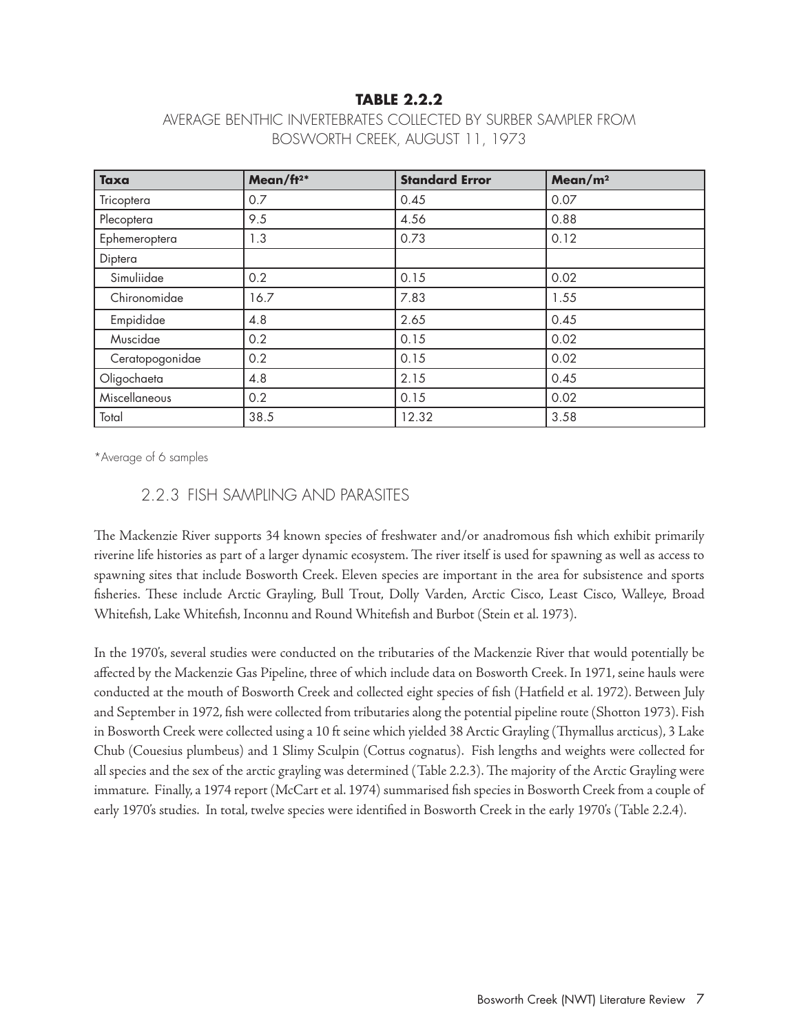**TABLE 2.2.2**

AVERAGE BENTHIC INVERTEBRATES COLLECTED BY SURBER SAMPLER FROM BOSWORTH CREEK, AUGUST 11, 1973

| Taxa | Mean/ft²* | Standard Error | Mean/m² |
|---|---|---|---|
| Tricoptera | 0.7 | 0.45 | 0.07 |
| Plecoptera | 9.5 | 4.56 | 0.88 |
| Ephemeroptera | 1.3 | 0.73 | 0.12 |
| Diptera | | | |
| Simuliidae | 0.2 | 0.15 | 0.02 |
| Chironomidae | 16.7 | 7.83 | 1.55 |
| Empididae | 4.8 | 2.65 | 0.45 |
| Muscidae | 0.2 | 0.15 | 0.02 |
| Ceratopogonidae | 0.2 | 0.15 | 0.02 |
| Oligochaeta | 4.8 | 2.15 | 0.45 |
| Miscellaneous | 0.2 | 0.15 | 0.02 |
| Total | 38.5 | 12.32 | 3.58 |

*Average of 6 samples

### 2.2.3 FISH SAMPLING AND PARASITES

The Mackenzie River supports 34 known species of freshwater and/or anadromous fish which exhibit primarily riverine life histories as part of a larger dynamic ecosystem. The river itself is used for spawning as well as access to spawning sites that include Bosworth Creek. Eleven species are important in the area for subsistence and sports fisheries. These include Arctic Grayling, Bull Trout, Dolly Varden, Arctic Cisco, Least Cisco, Walleye, Broad Whitefish, Lake Whitefish, Inconnu and Round Whitefish and Burbot (Stein et al. 1973).

In the 1970's, several studies were conducted on the tributaries of the Mackenzie River that would potentially be affected by the Mackenzie Gas Pipeline, three of which include data on Bosworth Creek. In 1971, seine hauls were conducted at the mouth of Bosworth Creek and collected eight species of fish (Hatfield et al. 1972). Between July and September in 1972, fish were collected from tributaries along the potential pipeline route (Shotton 1973). Fish in Bosworth Creek were collected using a 10 ft seine which yielded 38 Arctic Grayling (Thymallus arcticus), 3 Lake Chub (Couesius plumbeus) and 1 Slimy Sculpin (Cottus cognatus). Fish lengths and weights were collected for all species and the sex of the arctic grayling was determined (Table 2.2.3). The majority of the Arctic Grayling were immature. Finally, a 1974 report (McCart et al. 1974) summarised fish species in Bosworth Creek from a couple of early 1970's studies. In total, twelve species were identified in Bosworth Creek in the early 1970's (Table 2.2.4).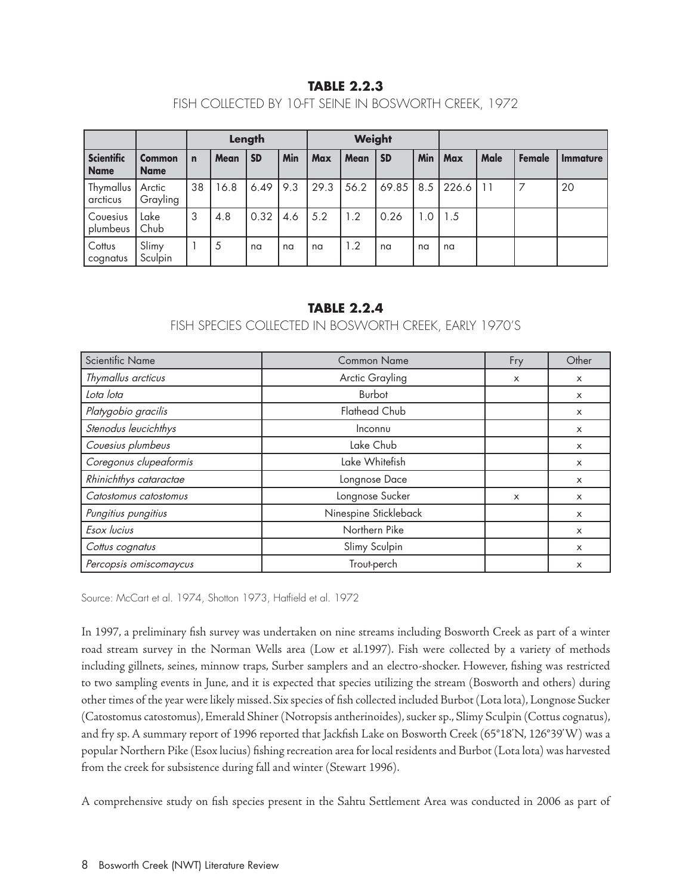**TABLE 2.2.3**

FISH COLLECTED BY 10-FT SEINE IN BOSWORTH CREEK, 1972

| | | Length | | | | | Weight | | | | | | |
|---|---|---|---|---|---|---|---|---|---|---|---|---|---|
| **Scientific Name** | **Common Name** | **n** | **Mean** | **SD** | **Min** | **Max** | **Mean** | **SD** | **Min** | **Max** | **Male** | **Female** | **Immature** |
| Thymallus arcticus | Arctic Grayling | 38 | 16.8 | 6.49 | 9.3 | 29.3 | 56.2 | 69.85 | 8.5 | 226.6 | 11 | 7 | 20 |
| Couesius plumbeus | Lake Chub | 3 | 4.8 | 0.32 | 4.6 | 5.2 | 1.2 | 0.26 | 1.0 | 1.5 | | | |
| Cottus cognatus | Slimy Sculpin | 1 | 5 | na | na | na | 1.2 | na | na | na | | | |

**TABLE 2.2.4**

FISH SPECIES COLLECTED IN BOSWORTH CREEK, EARLY 1970'S

| Scientific Name | Common Name | Fry | Other |
|---|---|---|---|
| *Thymallus arcticus* | Arctic Grayling | x | x |
| *Lota lota* | Burbot | | x |
| *Platygobio gracilis* | Flathead Chub | | x |
| *Stenodus leucichthys* | Inconnu | | x |
| *Couesius plumbeus* | Lake Chub | | x |
| *Coregonus clupeaformis* | Lake Whitefish | | x |
| *Rhinichthys cataractae* | Longnose Dace | | x |
| *Catostomus catostomus* | Longnose Sucker | x | x |
| *Pungitius pungitius* | Ninespine Stickleback | | x |
| *Esox lucius* | Northern Pike | | x |
| *Cottus cognatus* | Slimy Sculpin | | x |
| *Percopsis omiscomaycus* | Trout-perch | | x |

Source: McCart et al. 1974, Shotton 1973, Hatfield et al. 1972

In 1997, a preliminary fish survey was undertaken on nine streams including Bosworth Creek as part of a winter road stream survey in the Norman Wells area (Low et al.1997). Fish were collected by a variety of methods including gillnets, seines, minnow traps, Surber samplers and an electro-shocker. However, fishing was restricted to two sampling events in June, and it is expected that species utilizing the stream (Bosworth and others) during other times of the year were likely missed. Six species of fish collected included Burbot (Lota lota), Longnose Sucker (Catostomus catostomus), Emerald Shiner (Notropsis antherinoides), sucker sp., Slimy Sculpin (Cottus cognatus), and fry sp. A summary report of 1996 reported that Jackfish Lake on Bosworth Creek (65°18'N, 126°39'W) was a popular Northern Pike (Esox lucius) fishing recreation area for local residents and Burbot (Lota lota) was harvested from the creek for subsistence during fall and winter (Stewart 1996).

A comprehensive study on fish species present in the Sahtu Settlement Area was conducted in 2006 as part of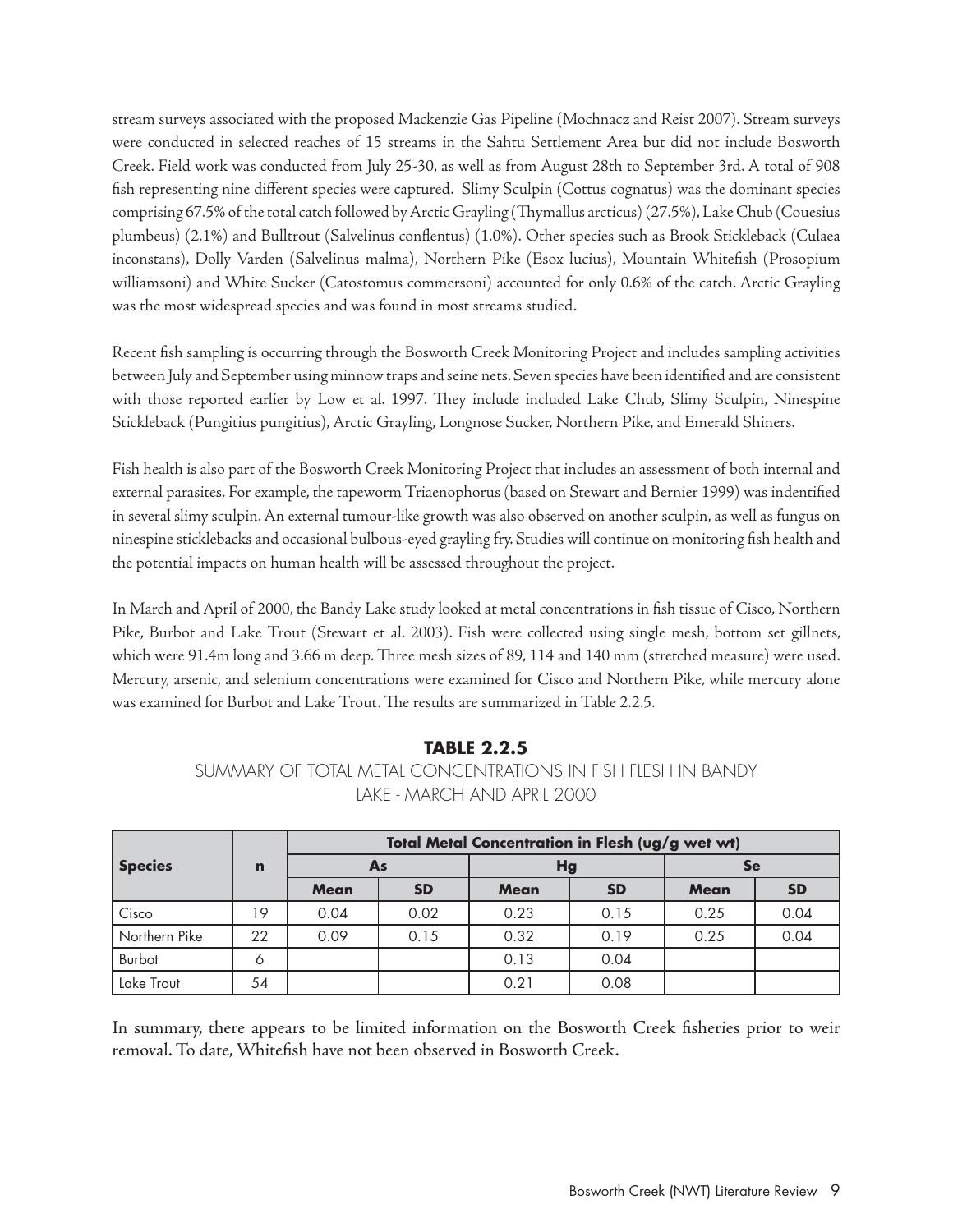stream surveys associated with the proposed Mackenzie Gas Pipeline (Mochnacz and Reist 2007). Stream surveys were conducted in selected reaches of 15 streams in the Sahtu Settlement Area but did not include Bosworth Creek. Field work was conducted from July 25-30, as well as from August 28th to September 3rd. A total of 908 fish representing nine different species were captured. Slimy Sculpin (Cottus cognatus) was the dominant species comprising 67.5% of the total catch followed by Arctic Grayling (Thymallus arcticus) (27.5%), Lake Chub (Couesius plumbeus) (2.1%) and Bulltrout (Salvelinus conflentus) (1.0%). Other species such as Brook Stickleback (Culaea inconstans), Dolly Varden (Salvelinus malma), Northern Pike (Esox lucius), Mountain Whitefish (Prosopium williamsoni) and White Sucker (Catostomus commersoni) accounted for only 0.6% of the catch. Arctic Grayling was the most widespread species and was found in most streams studied.

Recent fish sampling is occurring through the Bosworth Creek Monitoring Project and includes sampling activities between July and September using minnow traps and seine nets. Seven species have been identified and are consistent with those reported earlier by Low et al. 1997. They include included Lake Chub, Slimy Sculpin, Ninespine Stickleback (Pungitius pungitius), Arctic Grayling, Longnose Sucker, Northern Pike, and Emerald Shiners.

Fish health is also part of the Bosworth Creek Monitoring Project that includes an assessment of both internal and external parasites. For example, the tapeworm Triaenophorus (based on Stewart and Bernier 1999) was indentified in several slimy sculpin. An external tumour-like growth was also observed on another sculpin, as well as fungus on ninespine sticklebacks and occasional bulbous-eyed grayling fry. Studies will continue on monitoring fish health and the potential impacts on human health will be assessed throughout the project.

In March and April of 2000, the Bandy Lake study looked at metal concentrations in fish tissue of Cisco, Northern Pike, Burbot and Lake Trout (Stewart et al. 2003). Fish were collected using single mesh, bottom set gillnets, which were 91.4m long and 3.66 m deep. Three mesh sizes of 89, 114 and 140 mm (stretched measure) were used. Mercury, arsenic, and selenium concentrations were examined for Cisco and Northern Pike, while mercury alone was examined for Burbot and Lake Trout. The results are summarized in Table 2.2.5.

**TABLE 2.2.5**

SUMMARY OF TOTAL METAL CONCENTRATIONS IN FISH FLESH IN BANDY LAKE - MARCH AND APRIL 2000

| Species | n | Total Metal Concentration in Flesh (ug/g wet wt) | | | | | |
|---|---|---|---|---|---|---|---|
| | | As | | Hg | | Se | |
| | | Mean | SD | Mean | SD | Mean | SD |
| Cisco | 19 | 0.04 | 0.02 | 0.23 | 0.15 | 0.25 | 0.04 |
| Northern Pike | 22 | 0.09 | 0.15 | 0.32 | 0.19 | 0.25 | 0.04 |
| Burbot | 6 | | | 0.13 | 0.04 | | |
| Lake Trout | 54 | | | 0.21 | 0.08 | | |

In summary, there appears to be limited information on the Bosworth Creek fisheries prior to weir removal. To date, Whitefish have not been observed in Bosworth Creek.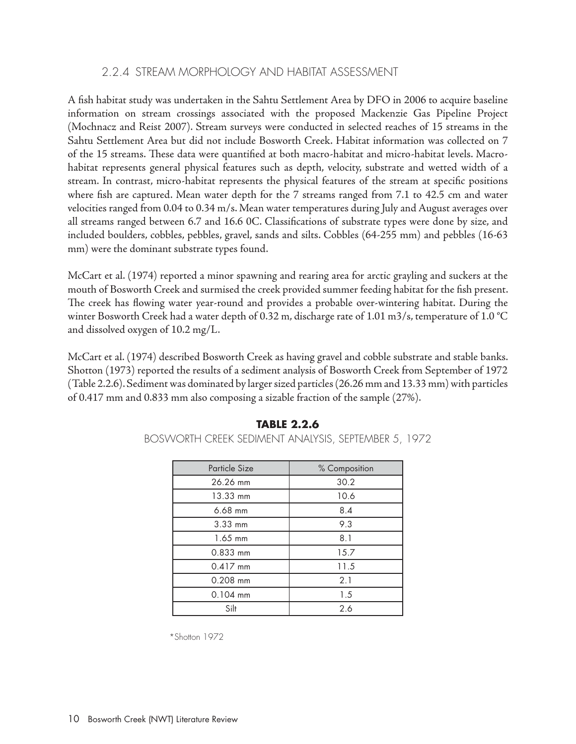### 2.2.4 STREAM MORPHOLOGY AND HABITAT ASSESSMENT

A fish habitat study was undertaken in the Sahtu Settlement Area by DFO in 2006 to acquire baseline information on stream crossings associated with the proposed Mackenzie Gas Pipeline Project (Mochnacz and Reist 2007). Stream surveys were conducted in selected reaches of 15 streams in the Sahtu Settlement Area but did not include Bosworth Creek. Habitat information was collected on 7 of the 15 streams. These data were quantified at both macro-habitat and micro-habitat levels. Macro-habitat represents general physical features such as depth, velocity, substrate and wetted width of a stream. In contrast, micro-habitat represents the physical features of the stream at specific positions where fish are captured. Mean water depth for the 7 streams ranged from 7.1 to 42.5 cm and water velocities ranged from 0.04 to 0.34 m/s. Mean water temperatures during July and August averages over all streams ranged between 6.7 and 16.6 0C. Classifications of substrate types were done by size, and included boulders, cobbles, pebbles, gravel, sands and silts. Cobbles (64-255 mm) and pebbles (16-63 mm) were the dominant substrate types found.

McCart et al. (1974) reported a minor spawning and rearing area for arctic grayling and suckers at the mouth of Bosworth Creek and surmised the creek provided summer feeding habitat for the fish present. The creek has flowing water year-round and provides a probable over-wintering habitat. During the winter Bosworth Creek had a water depth of 0.32 m, discharge rate of 1.01 m3/s, temperature of 1.0 °C and dissolved oxygen of 10.2 mg/L.

McCart et al. (1974) described Bosworth Creek as having gravel and cobble substrate and stable banks. Shotton (1973) reported the results of a sediment analysis of Bosworth Creek from September of 1972 (Table 2.2.6). Sediment was dominated by larger sized particles (26.26 mm and 13.33 mm) with particles of 0.417 mm and 0.833 mm also composing a sizable fraction of the sample (27%).

**TABLE 2.2.6**

BOSWORTH CREEK SEDIMENT ANALYSIS, SEPTEMBER 5, 1972

| Particle Size | % Composition |
|---|---|
| 26.26 mm | 30.2 |
| 13.33 mm | 10.6 |
| 6.68 mm | 8.4 |
| 3.33 mm | 9.3 |
| 1.65 mm | 8.1 |
| 0.833 mm | 15.7 |
| 0.417 mm | 11.5 |
| 0.208 mm | 2.1 |
| 0.104 mm | 1.5 |
| Silt | 2.6 |

*Shotton 1972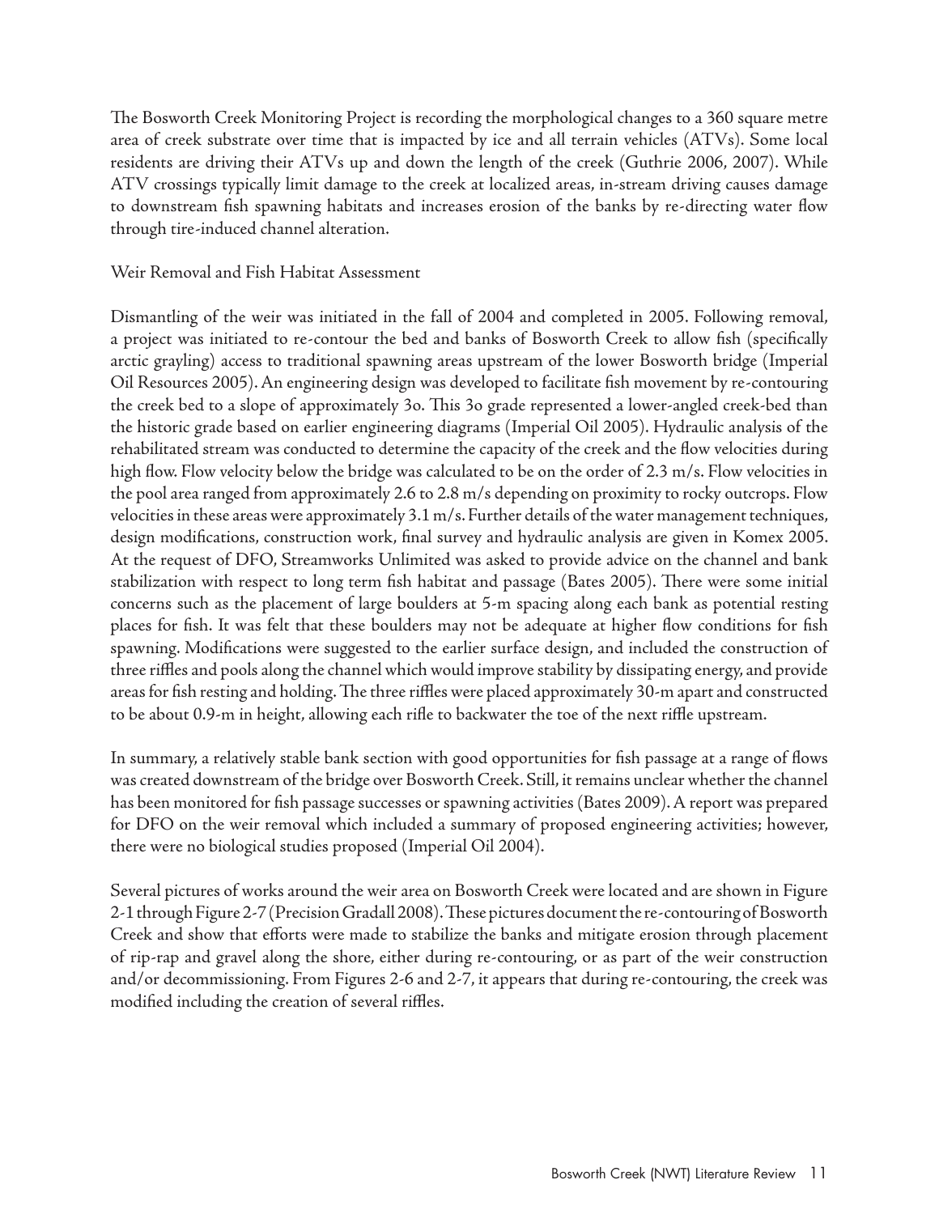The Bosworth Creek Monitoring Project is recording the morphological changes to a 360 square metre area of creek substrate over time that is impacted by ice and all terrain vehicles (ATVs). Some local residents are driving their ATVs up and down the length of the creek (Guthrie 2006, 2007). While ATV crossings typically limit damage to the creek at localized areas, in-stream driving causes damage to downstream fish spawning habitats and increases erosion of the banks by re-directing water flow through tire-induced channel alteration.

## Weir Removal and Fish Habitat Assessment

Dismantling of the weir was initiated in the fall of 2004 and completed in 2005. Following removal, a project was initiated to re-contour the bed and banks of Bosworth Creek to allow fish (specifically arctic grayling) access to traditional spawning areas upstream of the lower Bosworth bridge (Imperial Oil Resources 2005). An engineering design was developed to facilitate fish movement by re-contouring the creek bed to a slope of approximately 3o. This 3o grade represented a lower-angled creek-bed than the historic grade based on earlier engineering diagrams (Imperial Oil 2005). Hydraulic analysis of the rehabilitated stream was conducted to determine the capacity of the creek and the flow velocities during high flow. Flow velocity below the bridge was calculated to be on the order of 2.3 m/s. Flow velocities in the pool area ranged from approximately 2.6 to 2.8 m/s depending on proximity to rocky outcrops. Flow velocities in these areas were approximately 3.1 m/s. Further details of the water management techniques, design modifications, construction work, final survey and hydraulic analysis are given in Komex 2005. At the request of DFO, Streamworks Unlimited was asked to provide advice on the channel and bank stabilization with respect to long term fish habitat and passage (Bates 2005). There were some initial concerns such as the placement of large boulders at 5-m spacing along each bank as potential resting places for fish. It was felt that these boulders may not be adequate at higher flow conditions for fish spawning. Modifications were suggested to the earlier surface design, and included the construction of three riffles and pools along the channel which would improve stability by dissipating energy, and provide areas for fish resting and holding. The three riffles were placed approximately 30-m apart and constructed to be about 0.9-m in height, allowing each rifle to backwater the toe of the next riffle upstream.

In summary, a relatively stable bank section with good opportunities for fish passage at a range of flows was created downstream of the bridge over Bosworth Creek. Still, it remains unclear whether the channel has been monitored for fish passage successes or spawning activities (Bates 2009). A report was prepared for DFO on the weir removal which included a summary of proposed engineering activities; however, there were no biological studies proposed (Imperial Oil 2004).

Several pictures of works around the weir area on Bosworth Creek were located and are shown in Figure 2-1 through Figure 2-7 (Precision Gradall 2008). These pictures document the re-contouring of Bosworth Creek and show that efforts were made to stabilize the banks and mitigate erosion through placement of rip-rap and gravel along the shore, either during re-contouring, or as part of the weir construction and/or decommissioning. From Figures 2-6 and 2-7, it appears that during re-contouring, the creek was modified including the creation of several riffles.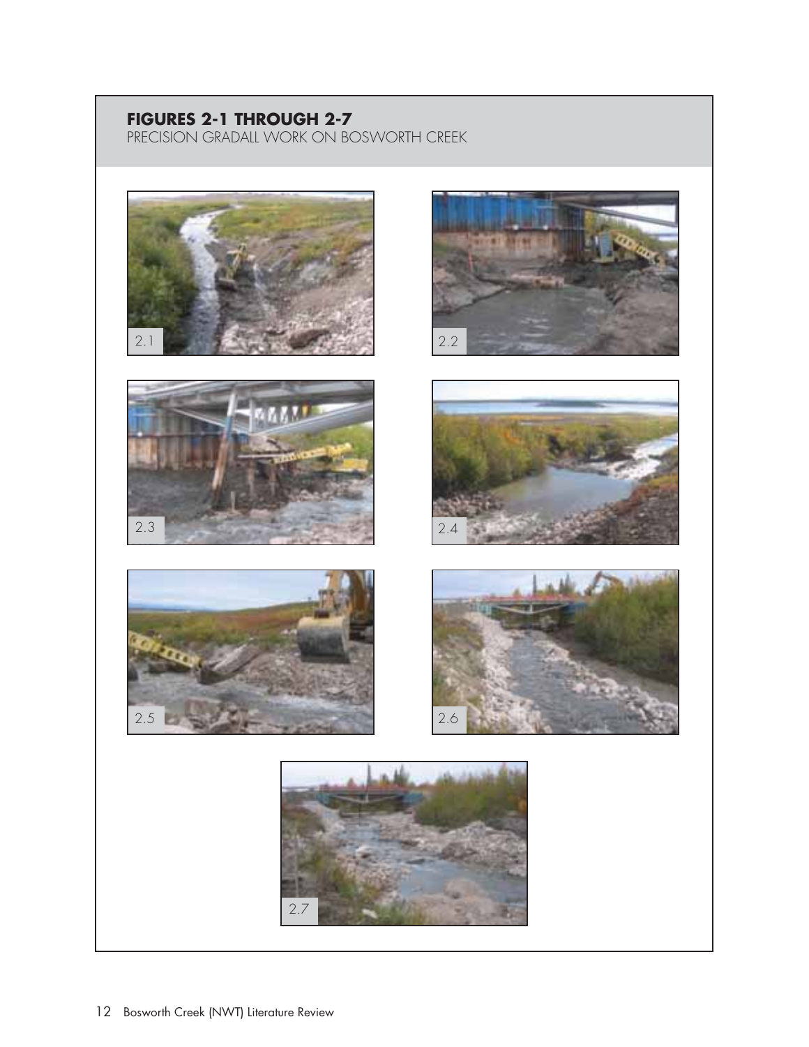## FIGURES 2-1 THROUGH 2-7

PRECISION GRADALL WORK ON BOSWORTH CREEK

2.1

2.2

2.3

2.4

2.5

2.6

2.7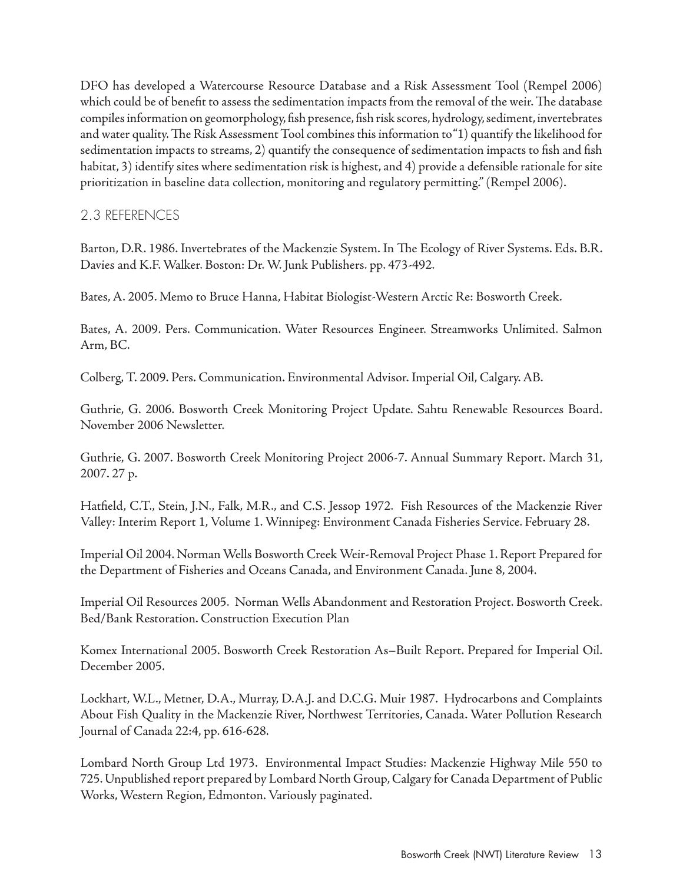DFO has developed a Watercourse Resource Database and a Risk Assessment Tool (Rempel 2006) which could be of benefit to assess the sedimentation impacts from the removal of the weir. The database compiles information on geomorphology, fish presence, fish risk scores, hydrology, sediment, invertebrates and water quality. The Risk Assessment Tool combines this information to "1) quantify the likelihood for sedimentation impacts to streams, 2) quantify the consequence of sedimentation impacts to fish and fish habitat, 3) identify sites where sedimentation risk is highest, and 4) provide a defensible rationale for site prioritization in baseline data collection, monitoring and regulatory permitting." (Rempel 2006).

## 2.3 REFERENCES

Barton, D.R. 1986. Invertebrates of the Mackenzie System. In The Ecology of River Systems. Eds. B.R. Davies and K.F. Walker. Boston: Dr. W. Junk Publishers. pp. 473-492.

Bates, A. 2005. Memo to Bruce Hanna, Habitat Biologist-Western Arctic Re: Bosworth Creek.

Bates, A. 2009. Pers. Communication. Water Resources Engineer. Streamworks Unlimited. Salmon Arm, BC.

Colberg, T. 2009. Pers. Communication. Environmental Advisor. Imperial Oil, Calgary. AB.

Guthrie, G. 2006. Bosworth Creek Monitoring Project Update. Sahtu Renewable Resources Board. November 2006 Newsletter.

Guthrie, G. 2007. Bosworth Creek Monitoring Project 2006-7. Annual Summary Report. March 31, 2007. 27 p.

Hatfield, C.T., Stein, J.N., Falk, M.R., and C.S. Jessop 1972. Fish Resources of the Mackenzie River Valley: Interim Report 1, Volume 1. Winnipeg: Environment Canada Fisheries Service. February 28.

Imperial Oil 2004. Norman Wells Bosworth Creek Weir-Removal Project Phase 1. Report Prepared for the Department of Fisheries and Oceans Canada, and Environment Canada. June 8, 2004.

Imperial Oil Resources 2005. Norman Wells Abandonment and Restoration Project. Bosworth Creek. Bed/Bank Restoration. Construction Execution Plan

Komex International 2005. Bosworth Creek Restoration As–Built Report. Prepared for Imperial Oil. December 2005.

Lockhart, W.L., Metner, D.A., Murray, D.A.J. and D.C.G. Muir 1987. Hydrocarbons and Complaints About Fish Quality in the Mackenzie River, Northwest Territories, Canada. Water Pollution Research Journal of Canada 22:4, pp. 616-628.

Lombard North Group Ltd 1973. Environmental Impact Studies: Mackenzie Highway Mile 550 to 725. Unpublished report prepared by Lombard North Group, Calgary for Canada Department of Public Works, Western Region, Edmonton. Variously paginated.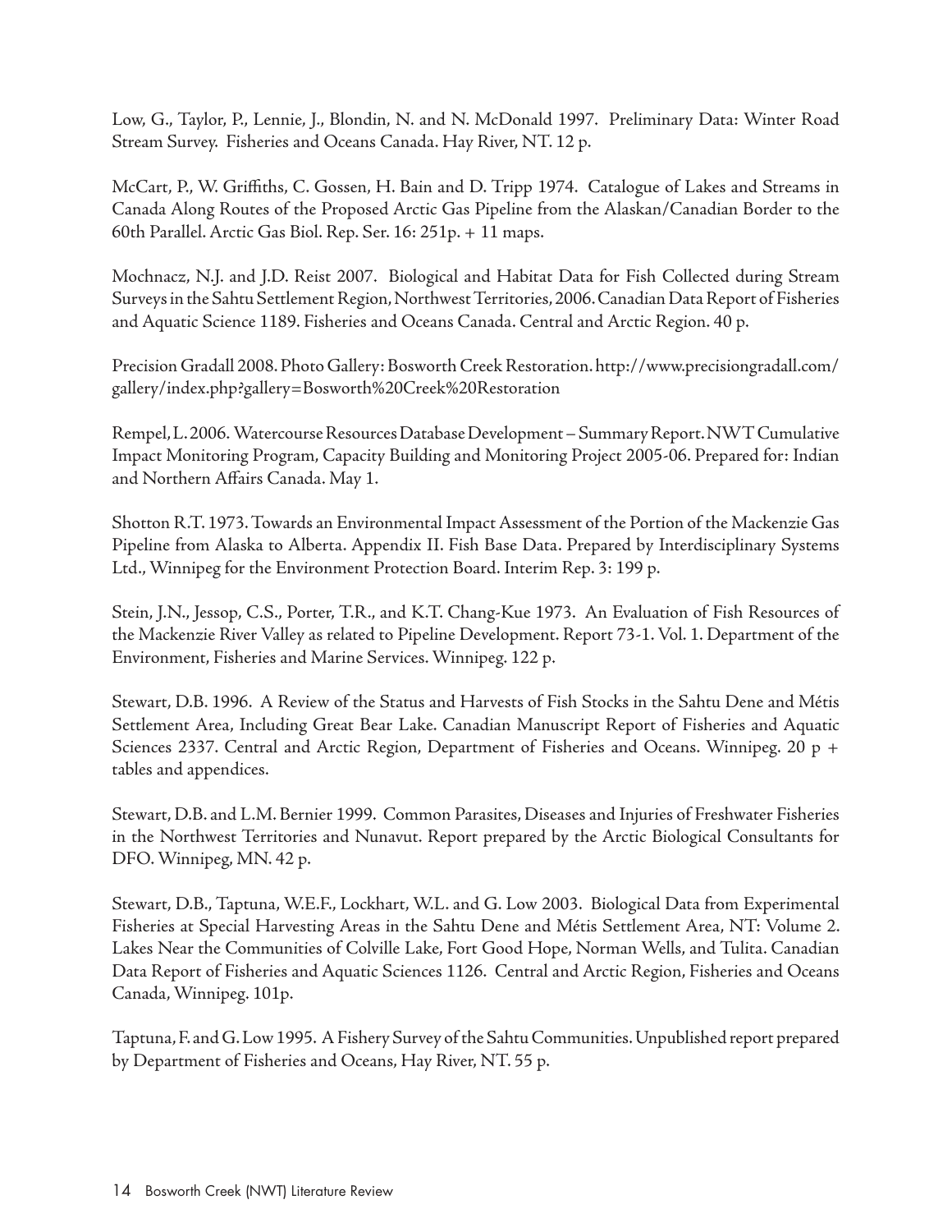Low, G., Taylor, P., Lennie, J., Blondin, N. and N. McDonald 1997. Preliminary Data: Winter Road Stream Survey. Fisheries and Oceans Canada. Hay River, NT. 12 p.

McCart, P., W. Griffiths, C. Gossen, H. Bain and D. Tripp 1974. Catalogue of Lakes and Streams in Canada Along Routes of the Proposed Arctic Gas Pipeline from the Alaskan/Canadian Border to the 60th Parallel. Arctic Gas Biol. Rep. Ser. 16: 251p. + 11 maps.

Mochnacz, N.J. and J.D. Reist 2007. Biological and Habitat Data for Fish Collected during Stream Surveys in the Sahtu Settlement Region, Northwest Territories, 2006. Canadian Data Report of Fisheries and Aquatic Science 1189. Fisheries and Oceans Canada. Central and Arctic Region. 40 p.

Precision Gradall 2008. Photo Gallery: Bosworth Creek Restoration. http://www.precisiongradall.com/gallery/index.php?gallery=Bosworth%20Creek%20Restoration

Rempel, L. 2006. Watercourse Resources Database Development – Summary Report. NWT Cumulative Impact Monitoring Program, Capacity Building and Monitoring Project 2005-06. Prepared for: Indian and Northern Affairs Canada. May 1.

Shotton R.T. 1973. Towards an Environmental Impact Assessment of the Portion of the Mackenzie Gas Pipeline from Alaska to Alberta. Appendix II. Fish Base Data. Prepared by Interdisciplinary Systems Ltd., Winnipeg for the Environment Protection Board. Interim Rep. 3: 199 p.

Stein, J.N., Jessop, C.S., Porter, T.R., and K.T. Chang-Kue 1973. An Evaluation of Fish Resources of the Mackenzie River Valley as related to Pipeline Development. Report 73-1. Vol. 1. Department of the Environment, Fisheries and Marine Services. Winnipeg. 122 p.

Stewart, D.B. 1996. A Review of the Status and Harvests of Fish Stocks in the Sahtu Dene and Métis Settlement Area, Including Great Bear Lake. Canadian Manuscript Report of Fisheries and Aquatic Sciences 2337. Central and Arctic Region, Department of Fisheries and Oceans. Winnipeg. 20 p + tables and appendices.

Stewart, D.B. and L.M. Bernier 1999. Common Parasites, Diseases and Injuries of Freshwater Fisheries in the Northwest Territories and Nunavut. Report prepared by the Arctic Biological Consultants for DFO. Winnipeg, MN. 42 p.

Stewart, D.B., Taptuna, W.E.F., Lockhart, W.L. and G. Low 2003. Biological Data from Experimental Fisheries at Special Harvesting Areas in the Sahtu Dene and Métis Settlement Area, NT: Volume 2. Lakes Near the Communities of Colville Lake, Fort Good Hope, Norman Wells, and Tulita. Canadian Data Report of Fisheries and Aquatic Sciences 1126. Central and Arctic Region, Fisheries and Oceans Canada, Winnipeg. 101p.

Taptuna, F. and G. Low 1995. A Fishery Survey of the Sahtu Communities. Unpublished report prepared by Department of Fisheries and Oceans, Hay River, NT. 55 p.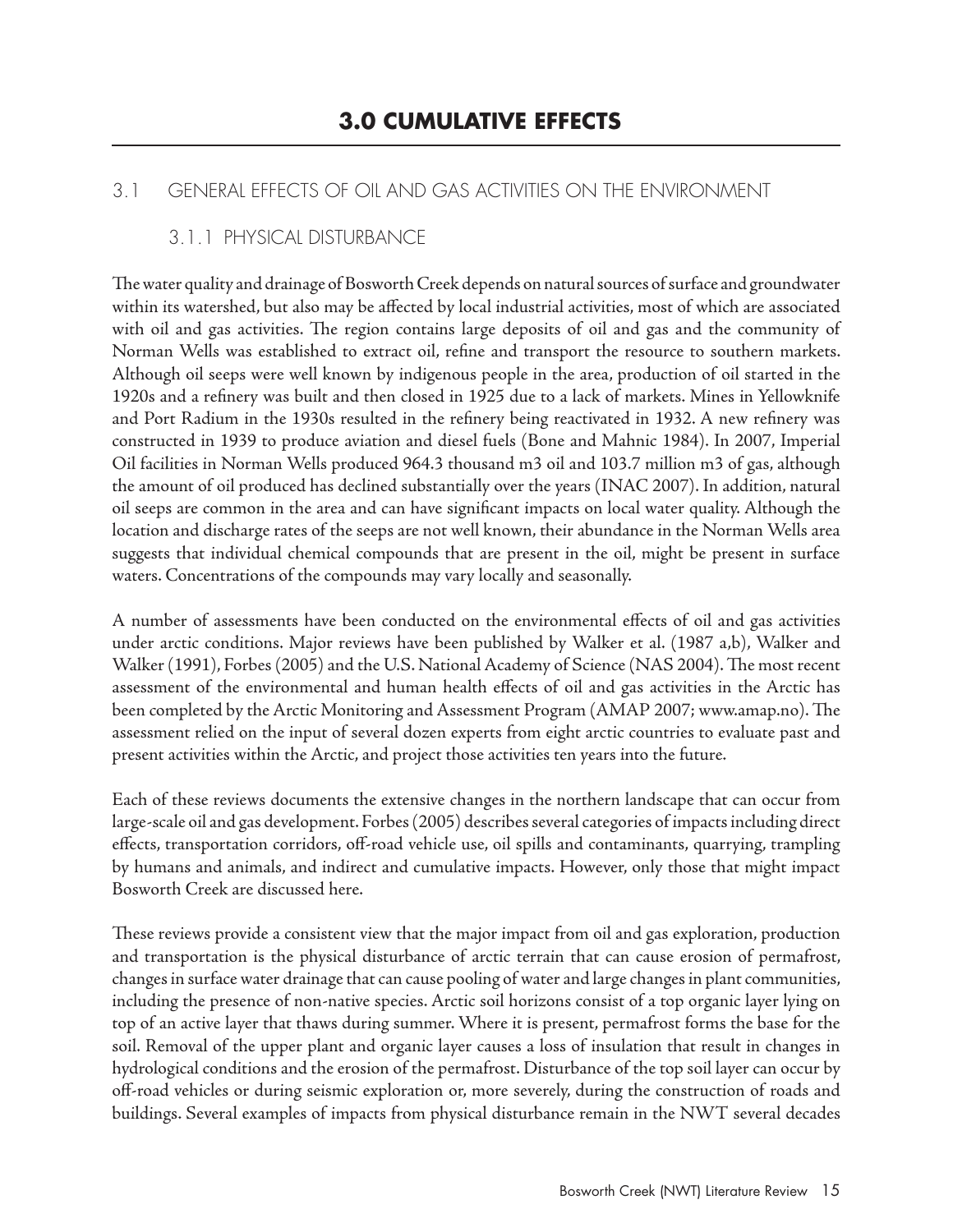# 3.0 CUMULATIVE EFFECTS

## 3.1 GENERAL EFFECTS OF OIL AND GAS ACTIVITIES ON THE ENVIRONMENT

### 3.1.1 PHYSICAL DISTURBANCE

The water quality and drainage of Bosworth Creek depends on natural sources of surface and groundwater within its watershed, but also may be affected by local industrial activities, most of which are associated with oil and gas activities. The region contains large deposits of oil and gas and the community of Norman Wells was established to extract oil, refine and transport the resource to southern markets. Although oil seeps were well known by indigenous people in the area, production of oil started in the 1920s and a refinery was built and then closed in 1925 due to a lack of markets. Mines in Yellowknife and Port Radium in the 1930s resulted in the refinery being reactivated in 1932. A new refinery was constructed in 1939 to produce aviation and diesel fuels (Bone and Mahnic 1984). In 2007, Imperial Oil facilities in Norman Wells produced 964.3 thousand m3 oil and 103.7 million m3 of gas, although the amount of oil produced has declined substantially over the years (INAC 2007). In addition, natural oil seeps are common in the area and can have significant impacts on local water quality. Although the location and discharge rates of the seeps are not well known, their abundance in the Norman Wells area suggests that individual chemical compounds that are present in the oil, might be present in surface waters. Concentrations of the compounds may vary locally and seasonally.

A number of assessments have been conducted on the environmental effects of oil and gas activities under arctic conditions. Major reviews have been published by Walker et al. (1987 a,b), Walker and Walker (1991), Forbes (2005) and the U.S. National Academy of Science (NAS 2004). The most recent assessment of the environmental and human health effects of oil and gas activities in the Arctic has been completed by the Arctic Monitoring and Assessment Program (AMAP 2007; www.amap.no). The assessment relied on the input of several dozen experts from eight arctic countries to evaluate past and present activities within the Arctic, and project those activities ten years into the future.

Each of these reviews documents the extensive changes in the northern landscape that can occur from large-scale oil and gas development. Forbes (2005) describes several categories of impacts including direct effects, transportation corridors, off-road vehicle use, oil spills and contaminants, quarrying, trampling by humans and animals, and indirect and cumulative impacts. However, only those that might impact Bosworth Creek are discussed here.

These reviews provide a consistent view that the major impact from oil and gas exploration, production and transportation is the physical disturbance of arctic terrain that can cause erosion of permafrost, changes in surface water drainage that can cause pooling of water and large changes in plant communities, including the presence of non-native species. Arctic soil horizons consist of a top organic layer lying on top of an active layer that thaws during summer. Where it is present, permafrost forms the base for the soil. Removal of the upper plant and organic layer causes a loss of insulation that result in changes in hydrological conditions and the erosion of the permafrost. Disturbance of the top soil layer can occur by off-road vehicles or during seismic exploration or, more severely, during the construction of roads and buildings. Several examples of impacts from physical disturbance remain in the NWT several decades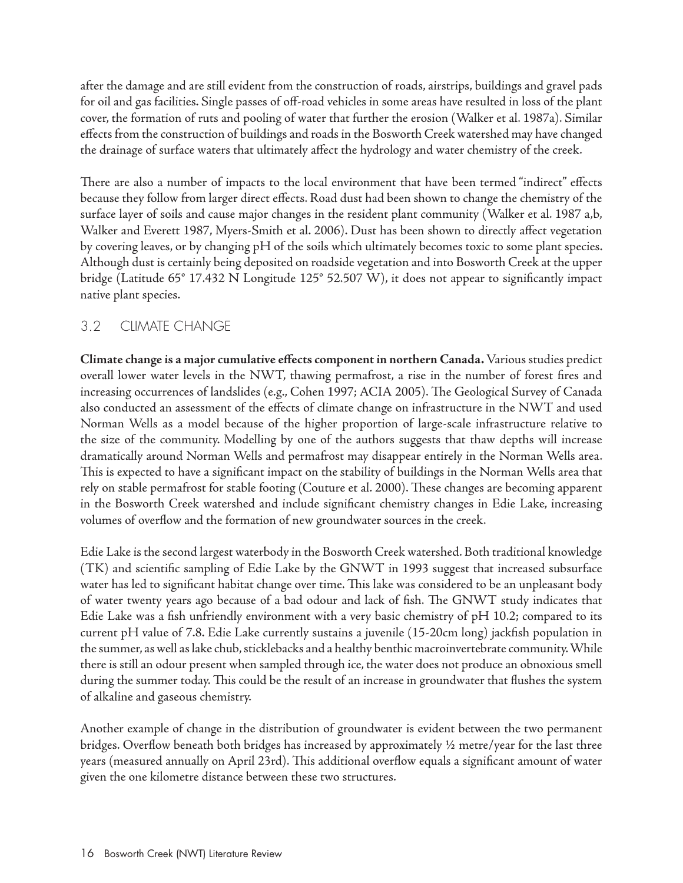after the damage and are still evident from the construction of roads, airstrips, buildings and gravel pads for oil and gas facilities. Single passes of off-road vehicles in some areas have resulted in loss of the plant cover, the formation of ruts and pooling of water that further the erosion (Walker et al. 1987a). Similar effects from the construction of buildings and roads in the Bosworth Creek watershed may have changed the drainage of surface waters that ultimately affect the hydrology and water chemistry of the creek.

There are also a number of impacts to the local environment that have been termed "indirect" effects because they follow from larger direct effects. Road dust had been shown to change the chemistry of the surface layer of soils and cause major changes in the resident plant community (Walker et al. 1987 a,b, Walker and Everett 1987, Myers-Smith et al. 2006). Dust has been shown to directly affect vegetation by covering leaves, or by changing pH of the soils which ultimately becomes toxic to some plant species. Although dust is certainly being deposited on roadside vegetation and into Bosworth Creek at the upper bridge (Latitude 65° 17.432 N Longitude 125° 52.507 W), it does not appear to significantly impact native plant species.

## 3.2 CLIMATE CHANGE

**Climate change is a major cumulative effects component in northern Canada.** Various studies predict overall lower water levels in the NWT, thawing permafrost, a rise in the number of forest fires and increasing occurrences of landslides (e.g., Cohen 1997; ACIA 2005). The Geological Survey of Canada also conducted an assessment of the effects of climate change on infrastructure in the NWT and used Norman Wells as a model because of the higher proportion of large-scale infrastructure relative to the size of the community. Modelling by one of the authors suggests that thaw depths will increase dramatically around Norman Wells and permafrost may disappear entirely in the Norman Wells area. This is expected to have a significant impact on the stability of buildings in the Norman Wells area that rely on stable permafrost for stable footing (Couture et al. 2000). These changes are becoming apparent in the Bosworth Creek watershed and include significant chemistry changes in Edie Lake, increasing volumes of overflow and the formation of new groundwater sources in the creek.

Edie Lake is the second largest waterbody in the Bosworth Creek watershed. Both traditional knowledge (TK) and scientific sampling of Edie Lake by the GNWT in 1993 suggest that increased subsurface water has led to significant habitat change over time. This lake was considered to be an unpleasant body of water twenty years ago because of a bad odour and lack of fish. The GNWT study indicates that Edie Lake was a fish unfriendly environment with a very basic chemistry of pH 10.2; compared to its current pH value of 7.8. Edie Lake currently sustains a juvenile (15-20cm long) jackfish population in the summer, as well as lake chub, sticklebacks and a healthy benthic macroinvertebrate community. While there is still an odour present when sampled through ice, the water does not produce an obnoxious smell during the summer today. This could be the result of an increase in groundwater that flushes the system of alkaline and gaseous chemistry.

Another example of change in the distribution of groundwater is evident between the two permanent bridges. Overflow beneath both bridges has increased by approximately ½ metre/year for the last three years (measured annually on April 23rd). This additional overflow equals a significant amount of water given the one kilometre distance between these two structures.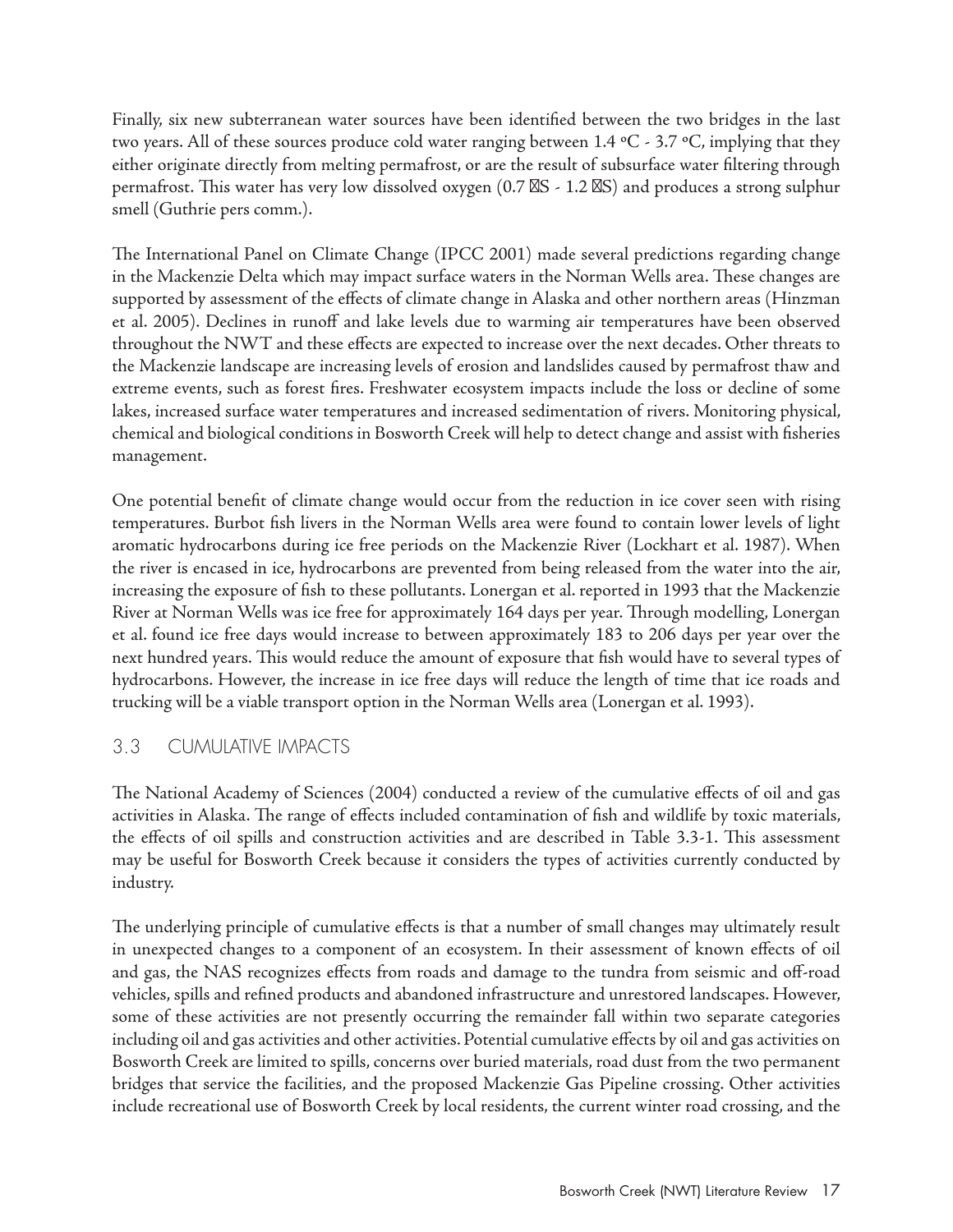Finally, six new subterranean water sources have been identified between the two bridges in the last two years. All of these sources produce cold water ranging between 1.4 ºC - 3.7 ºC, implying that they either originate directly from melting permafrost, or are the result of subsurface water filtering through permafrost. This water has very low dissolved oxygen (0.7 S - 1.2 S) and produces a strong sulphur smell (Guthrie pers comm.).

The International Panel on Climate Change (IPCC 2001) made several predictions regarding change in the Mackenzie Delta which may impact surface waters in the Norman Wells area. These changes are supported by assessment of the effects of climate change in Alaska and other northern areas (Hinzman et al. 2005). Declines in runoff and lake levels due to warming air temperatures have been observed throughout the NWT and these effects are expected to increase over the next decades. Other threats to the Mackenzie landscape are increasing levels of erosion and landslides caused by permafrost thaw and extreme events, such as forest fires. Freshwater ecosystem impacts include the loss or decline of some lakes, increased surface water temperatures and increased sedimentation of rivers. Monitoring physical, chemical and biological conditions in Bosworth Creek will help to detect change and assist with fisheries management.

One potential benefit of climate change would occur from the reduction in ice cover seen with rising temperatures. Burbot fish livers in the Norman Wells area were found to contain lower levels of light aromatic hydrocarbons during ice free periods on the Mackenzie River (Lockhart et al. 1987). When the river is encased in ice, hydrocarbons are prevented from being released from the water into the air, increasing the exposure of fish to these pollutants. Lonergan et al. reported in 1993 that the Mackenzie River at Norman Wells was ice free for approximately 164 days per year. Through modelling, Lonergan et al. found ice free days would increase to between approximately 183 to 206 days per year over the next hundred years. This would reduce the amount of exposure that fish would have to several types of hydrocarbons. However, the increase in ice free days will reduce the length of time that ice roads and trucking will be a viable transport option in the Norman Wells area (Lonergan et al. 1993).

## 3.3 CUMULATIVE IMPACTS

The National Academy of Sciences (2004) conducted a review of the cumulative effects of oil and gas activities in Alaska. The range of effects included contamination of fish and wildlife by toxic materials, the effects of oil spills and construction activities and are described in Table 3.3-1. This assessment may be useful for Bosworth Creek because it considers the types of activities currently conducted by industry.

The underlying principle of cumulative effects is that a number of small changes may ultimately result in unexpected changes to a component of an ecosystem. In their assessment of known effects of oil and gas, the NAS recognizes effects from roads and damage to the tundra from seismic and off-road vehicles, spills and refined products and abandoned infrastructure and unrestored landscapes. However, some of these activities are not presently occurring the remainder fall within two separate categories including oil and gas activities and other activities. Potential cumulative effects by oil and gas activities on Bosworth Creek are limited to spills, concerns over buried materials, road dust from the two permanent bridges that service the facilities, and the proposed Mackenzie Gas Pipeline crossing. Other activities include recreational use of Bosworth Creek by local residents, the current winter road crossing, and the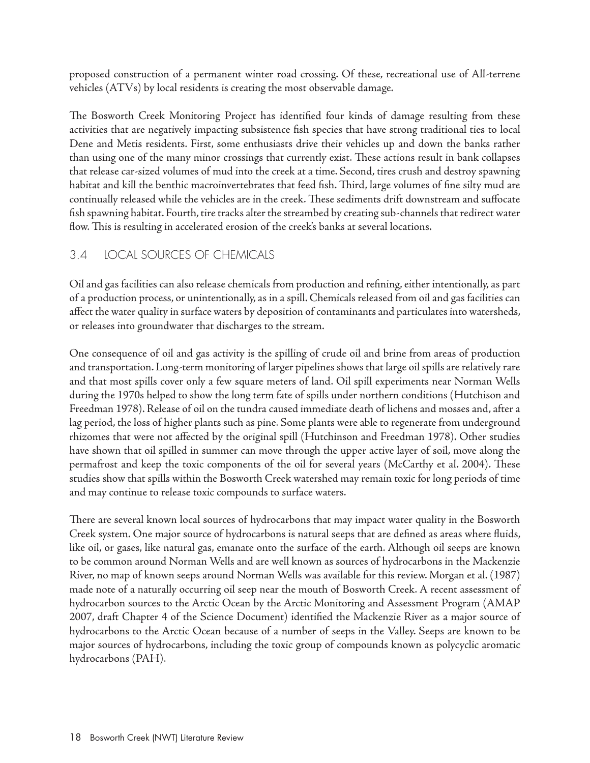proposed construction of a permanent winter road crossing. Of these, recreational use of All-terrene vehicles (ATVs) by local residents is creating the most observable damage.

The Bosworth Creek Monitoring Project has identified four kinds of damage resulting from these activities that are negatively impacting subsistence fish species that have strong traditional ties to local Dene and Metis residents. First, some enthusiasts drive their vehicles up and down the banks rather than using one of the many minor crossings that currently exist. These actions result in bank collapses that release car-sized volumes of mud into the creek at a time. Second, tires crush and destroy spawning habitat and kill the benthic macroinvertebrates that feed fish. Third, large volumes of fine silty mud are continually released while the vehicles are in the creek. These sediments drift downstream and suffocate fish spawning habitat. Fourth, tire tracks alter the streambed by creating sub-channels that redirect water flow. This is resulting in accelerated erosion of the creek's banks at several locations.

## 3.4 LOCAL SOURCES OF CHEMICALS

Oil and gas facilities can also release chemicals from production and refining, either intentionally, as part of a production process, or unintentionally, as in a spill. Chemicals released from oil and gas facilities can affect the water quality in surface waters by deposition of contaminants and particulates into watersheds, or releases into groundwater that discharges to the stream.

One consequence of oil and gas activity is the spilling of crude oil and brine from areas of production and transportation. Long-term monitoring of larger pipelines shows that large oil spills are relatively rare and that most spills cover only a few square meters of land. Oil spill experiments near Norman Wells during the 1970s helped to show the long term fate of spills under northern conditions (Hutchison and Freedman 1978). Release of oil on the tundra caused immediate death of lichens and mosses and, after a lag period, the loss of higher plants such as pine. Some plants were able to regenerate from underground rhizomes that were not affected by the original spill (Hutchinson and Freedman 1978). Other studies have shown that oil spilled in summer can move through the upper active layer of soil, move along the permafrost and keep the toxic components of the oil for several years (McCarthy et al. 2004). These studies show that spills within the Bosworth Creek watershed may remain toxic for long periods of time and may continue to release toxic compounds to surface waters.

There are several known local sources of hydrocarbons that may impact water quality in the Bosworth Creek system. One major source of hydrocarbons is natural seeps that are defined as areas where fluids, like oil, or gases, like natural gas, emanate onto the surface of the earth. Although oil seeps are known to be common around Norman Wells and are well known as sources of hydrocarbons in the Mackenzie River, no map of known seeps around Norman Wells was available for this review. Morgan et al. (1987) made note of a naturally occurring oil seep near the mouth of Bosworth Creek. A recent assessment of hydrocarbon sources to the Arctic Ocean by the Arctic Monitoring and Assessment Program (AMAP 2007, draft Chapter 4 of the Science Document) identified the Mackenzie River as a major source of hydrocarbons to the Arctic Ocean because of a number of seeps in the Valley. Seeps are known to be major sources of hydrocarbons, including the toxic group of compounds known as polycyclic aromatic hydrocarbons (PAH).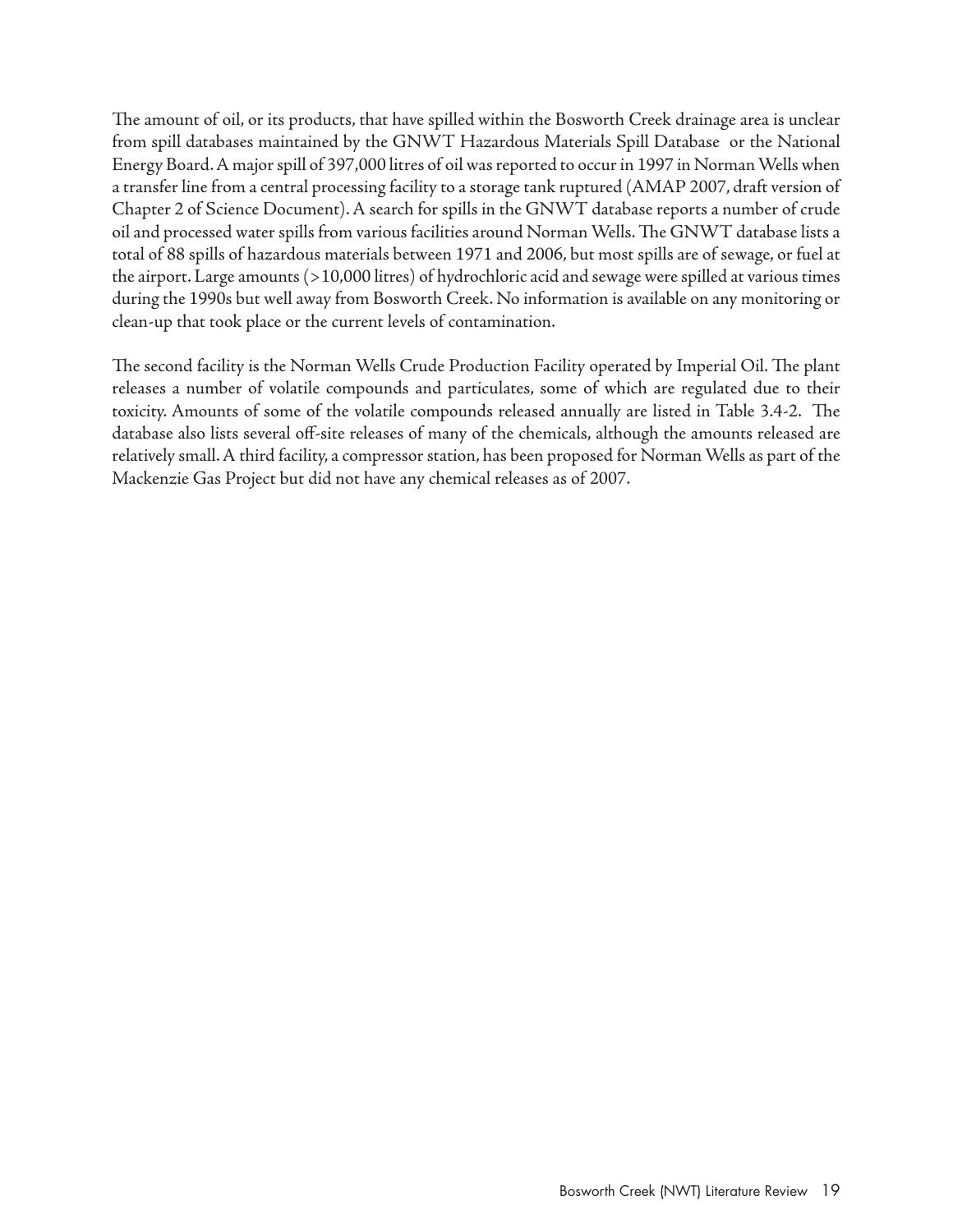The amount of oil, or its products, that have spilled within the Bosworth Creek drainage area is unclear from spill databases maintained by the GNWT Hazardous Materials Spill Database or the National Energy Board. A major spill of 397,000 litres of oil was reported to occur in 1997 in Norman Wells when a transfer line from a central processing facility to a storage tank ruptured (AMAP 2007, draft version of Chapter 2 of Science Document). A search for spills in the GNWT database reports a number of crude oil and processed water spills from various facilities around Norman Wells. The GNWT database lists a total of 88 spills of hazardous materials between 1971 and 2006, but most spills are of sewage, or fuel at the airport. Large amounts (>10,000 litres) of hydrochloric acid and sewage were spilled at various times during the 1990s but well away from Bosworth Creek. No information is available on any monitoring or clean-up that took place or the current levels of contamination.

The second facility is the Norman Wells Crude Production Facility operated by Imperial Oil. The plant releases a number of volatile compounds and particulates, some of which are regulated due to their toxicity. Amounts of some of the volatile compounds released annually are listed in Table 3.4-2. The database also lists several off-site releases of many of the chemicals, although the amounts released are relatively small. A third facility, a compressor station, has been proposed for Norman Wells as part of the Mackenzie Gas Project but did not have any chemical releases as of 2007.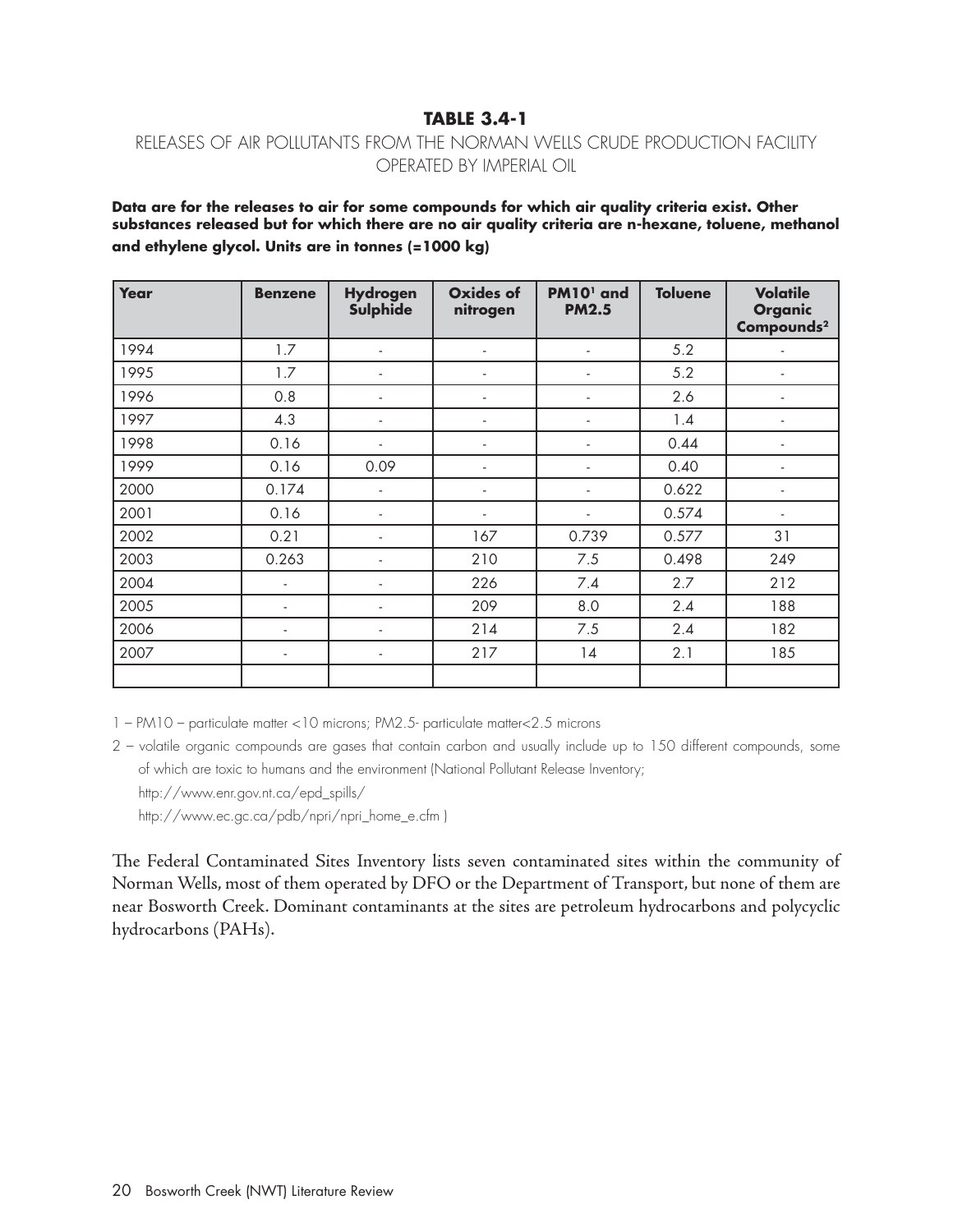## TABLE 3.4-1

RELEASES OF AIR POLLUTANTS FROM THE NORMAN WELLS CRUDE PRODUCTION FACILITY OPERATED BY IMPERIAL OIL

**Data are for the releases to air for some compounds for which air quality criteria exist. Other substances released but for which there are no air quality criteria are n-hexane, toluene, methanol and ethylene glycol. Units are in tonnes (=1000 kg)**

| Year | Benzene | Hydrogen Sulphide | Oxides of nitrogen | PM10[1] and PM2.5 | Toluene | Volatile Organic Compounds[2] |
|---|---|---|---|---|---|---|
| 1994 | 1.7 | - | - | - | 5.2 | - |
| 1995 | 1.7 | - | - | - | 5.2 | - |
| 1996 | 0.8 | - | - | - | 2.6 | - |
| 1997 | 4.3 | - | - | - | 1.4 | - |
| 1998 | 0.16 | - | - | - | 0.44 | - |
| 1999 | 0.16 | 0.09 | - | - | 0.40 | - |
| 2000 | 0.174 | - | - | - | 0.622 | - |
| 2001 | 0.16 | - | - | - | 0.574 | - |
| 2002 | 0.21 | - | 167 | 0.739 | 0.577 | 31 |
| 2003 | 0.263 | - | 210 | 7.5 | 0.498 | 249 |
| 2004 | - | - | 226 | 7.4 | 2.7 | 212 |
| 2005 | - | - | 209 | 8.0 | 2.4 | 188 |
| 2006 | - | - | 214 | 7.5 | 2.4 | 182 |
| 2007 | - | - | 217 | 14 | 2.1 | 185 |
| | | | | | | |

1 – PM10 – particulate matter <10 microns; PM2.5- particulate matter<2.5 microns

2 – volatile organic compounds are gases that contain carbon and usually include up to 150 different compounds, some of which are toxic to humans and the environment (National Pollutant Release Inventory; http://www.enr.gov.nt.ca/epd_spills/ http://www.ec.gc.ca/pdb/npri/npri_home_e.cfm )

The Federal Contaminated Sites Inventory lists seven contaminated sites within the community of Norman Wells, most of them operated by DFO or the Department of Transport, but none of them are near Bosworth Creek. Dominant contaminants at the sites are petroleum hydrocarbons and polycyclic hydrocarbons (PAHs).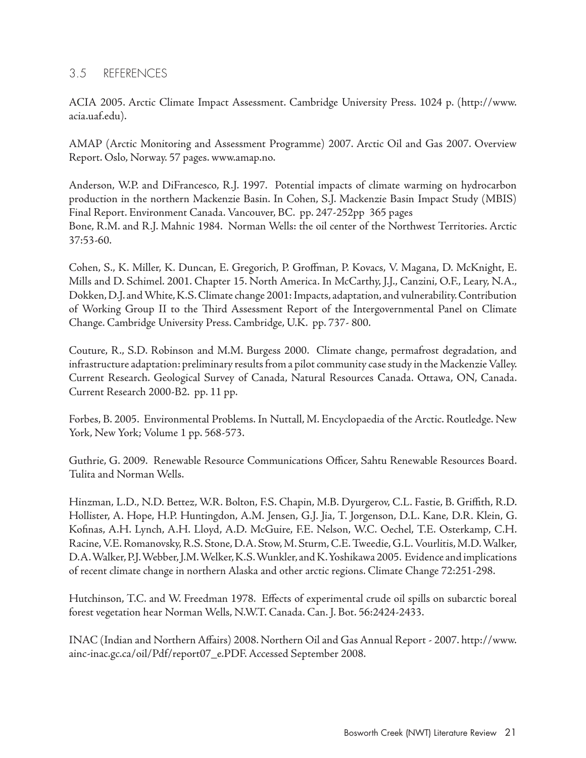## 3.5 REFERENCES

ACIA 2005. Arctic Climate Impact Assessment. Cambridge University Press. 1024 p. (http://www.acia.uaf.edu).

AMAP (Arctic Monitoring and Assessment Programme) 2007. Arctic Oil and Gas 2007. Overview Report. Oslo, Norway. 57 pages. www.amap.no.

Anderson, W.P. and DiFrancesco, R.J. 1997. Potential impacts of climate warming on hydrocarbon production in the northern Mackenzie Basin. In Cohen, S.J. Mackenzie Basin Impact Study (MBIS) Final Report. Environment Canada. Vancouver, BC. pp. 247-252pp 365 pages

Bone, R.M. and R.J. Mahnic 1984. Norman Wells: the oil center of the Northwest Territories. Arctic 37:53-60.

Cohen, S., K. Miller, K. Duncan, E. Gregorich, P. Groffman, P. Kovacs, V. Magana, D. McKnight, E. Mills and D. Schimel. 2001. Chapter 15. North America. In McCarthy, J.J., Canzini, O.F., Leary, N.A., Dokken, D.J. and White, K.S. Climate change 2001: Impacts, adaptation, and vulnerability. Contribution of Working Group II to the Third Assessment Report of the Intergovernmental Panel on Climate Change. Cambridge University Press. Cambridge, U.K. pp. 737- 800.

Couture, R., S.D. Robinson and M.M. Burgess 2000. Climate change, permafrost degradation, and infrastructure adaptation: preliminary results from a pilot community case study in the Mackenzie Valley. Current Research. Geological Survey of Canada, Natural Resources Canada. Ottawa, ON, Canada. Current Research 2000-B2. pp. 11 pp.

Forbes, B. 2005. Environmental Problems. In Nuttall, M. Encyclopaedia of the Arctic. Routledge. New York, New York; Volume 1 pp. 568-573.

Guthrie, G. 2009. Renewable Resource Communications Officer, Sahtu Renewable Resources Board. Tulita and Norman Wells.

Hinzman, L.D., N.D. Bettez, W.R. Bolton, F.S. Chapin, M.B. Dyurgerov, C.L. Fastie, B. Griffith, R.D. Hollister, A. Hope, H.P. Huntingdon, A.M. Jensen, G.J. Jia, T. Jorgenson, D.L. Kane, D.R. Klein, G. Kofinas, A.H. Lynch, A.H. Lloyd, A.D. McGuire, F.E. Nelson, W.C. Oechel, T.E. Osterkamp, C.H. Racine, V.E. Romanovsky, R.S. Stone, D.A. Stow, M. Sturm, C.E. Tweedie, G.L. Vourlitis, M.D. Walker, D.A. Walker, P.J. Webber, J.M. Welker, K.S. Wunkler, and K. Yoshikawa 2005. Evidence and implications of recent climate change in northern Alaska and other arctic regions. Climate Change 72:251-298.

Hutchinson, T.C. and W. Freedman 1978. Effects of experimental crude oil spills on subarctic boreal forest vegetation hear Norman Wells, N.W.T. Canada. Can. J. Bot. 56:2424-2433.

INAC (Indian and Northern Affairs) 2008. Northern Oil and Gas Annual Report - 2007. http://www.ainc-inac.gc.ca/oil/Pdf/report07_e.PDF. Accessed September 2008.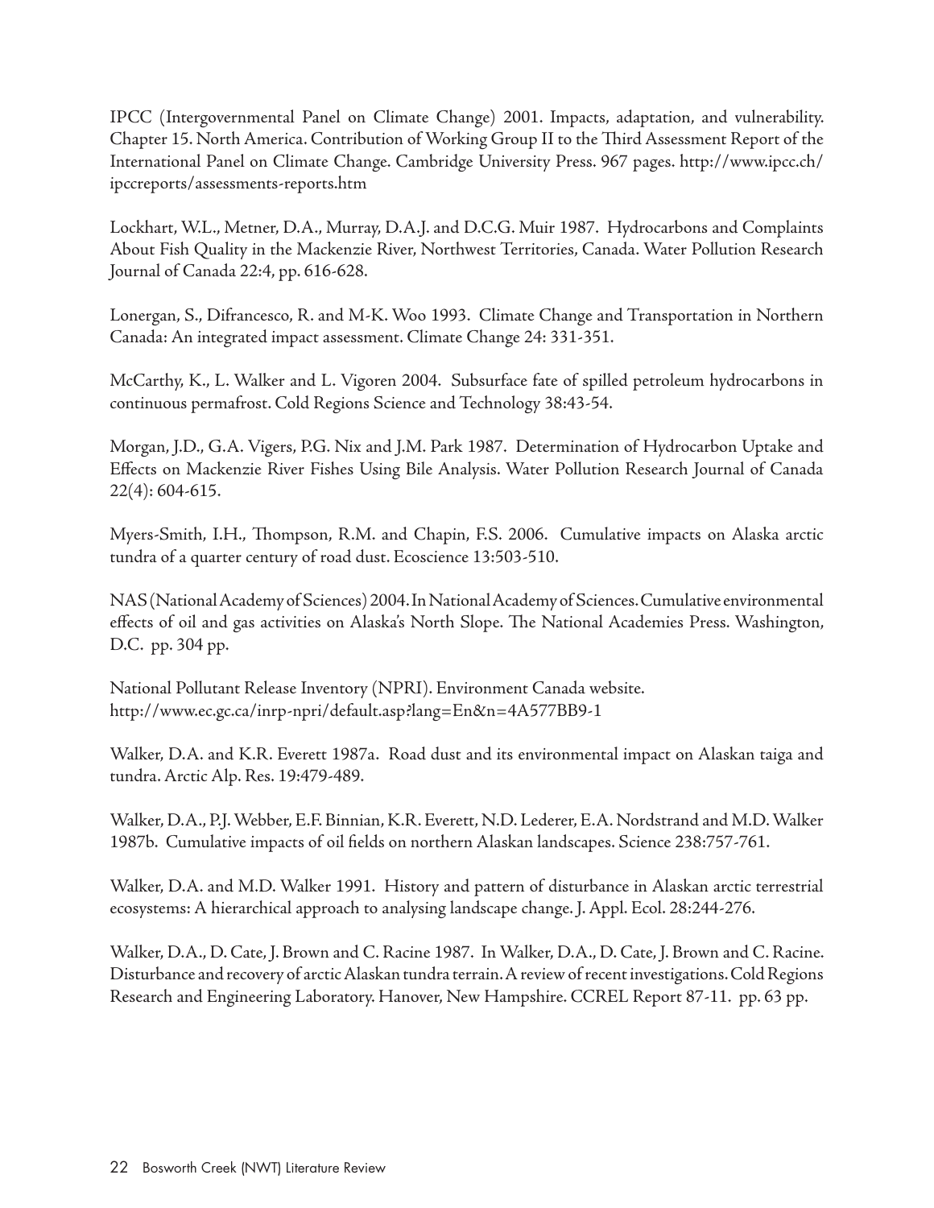IPCC (Intergovernmental Panel on Climate Change) 2001. Impacts, adaptation, and vulnerability. Chapter 15. North America. Contribution of Working Group II to the Third Assessment Report of the International Panel on Climate Change. Cambridge University Press. 967 pages. http://www.ipcc.ch/ipccreports/assessments-reports.htm

Lockhart, W.L., Metner, D.A., Murray, D.A.J. and D.C.G. Muir 1987. Hydrocarbons and Complaints About Fish Quality in the Mackenzie River, Northwest Territories, Canada. Water Pollution Research Journal of Canada 22:4, pp. 616-628.

Lonergan, S., Difrancesco, R. and M-K. Woo 1993. Climate Change and Transportation in Northern Canada: An integrated impact assessment. Climate Change 24: 331-351.

McCarthy, K., L. Walker and L. Vigoren 2004. Subsurface fate of spilled petroleum hydrocarbons in continuous permafrost. Cold Regions Science and Technology 38:43-54.

Morgan, J.D., G.A. Vigers, P.G. Nix and J.M. Park 1987. Determination of Hydrocarbon Uptake and Effects on Mackenzie River Fishes Using Bile Analysis. Water Pollution Research Journal of Canada 22(4): 604-615.

Myers-Smith, I.H., Thompson, R.M. and Chapin, F.S. 2006. Cumulative impacts on Alaska arctic tundra of a quarter century of road dust. Ecoscience 13:503-510.

NAS (National Academy of Sciences) 2004. In National Academy of Sciences. Cumulative environmental effects of oil and gas activities on Alaska's North Slope. The National Academies Press. Washington, D.C. pp. 304 pp.

National Pollutant Release Inventory (NPRI). Environment Canada website. http://www.ec.gc.ca/inrp-npri/default.asp?lang=En&n=4A577BB9-1

Walker, D.A. and K.R. Everett 1987a. Road dust and its environmental impact on Alaskan taiga and tundra. Arctic Alp. Res. 19:479-489.

Walker, D.A., P.J. Webber, E.F. Binnian, K.R. Everett, N.D. Lederer, E.A. Nordstrand and M.D. Walker 1987b. Cumulative impacts of oil fields on northern Alaskan landscapes. Science 238:757-761.

Walker, D.A. and M.D. Walker 1991. History and pattern of disturbance in Alaskan arctic terrestrial ecosystems: A hierarchical approach to analysing landscape change. J. Appl. Ecol. 28:244-276.

Walker, D.A., D. Cate, J. Brown and C. Racine 1987. In Walker, D.A., D. Cate, J. Brown and C. Racine. Disturbance and recovery of arctic Alaskan tundra terrain. A review of recent investigations. Cold Regions Research and Engineering Laboratory. Hanover, New Hampshire. CCREL Report 87-11. pp. 63 pp.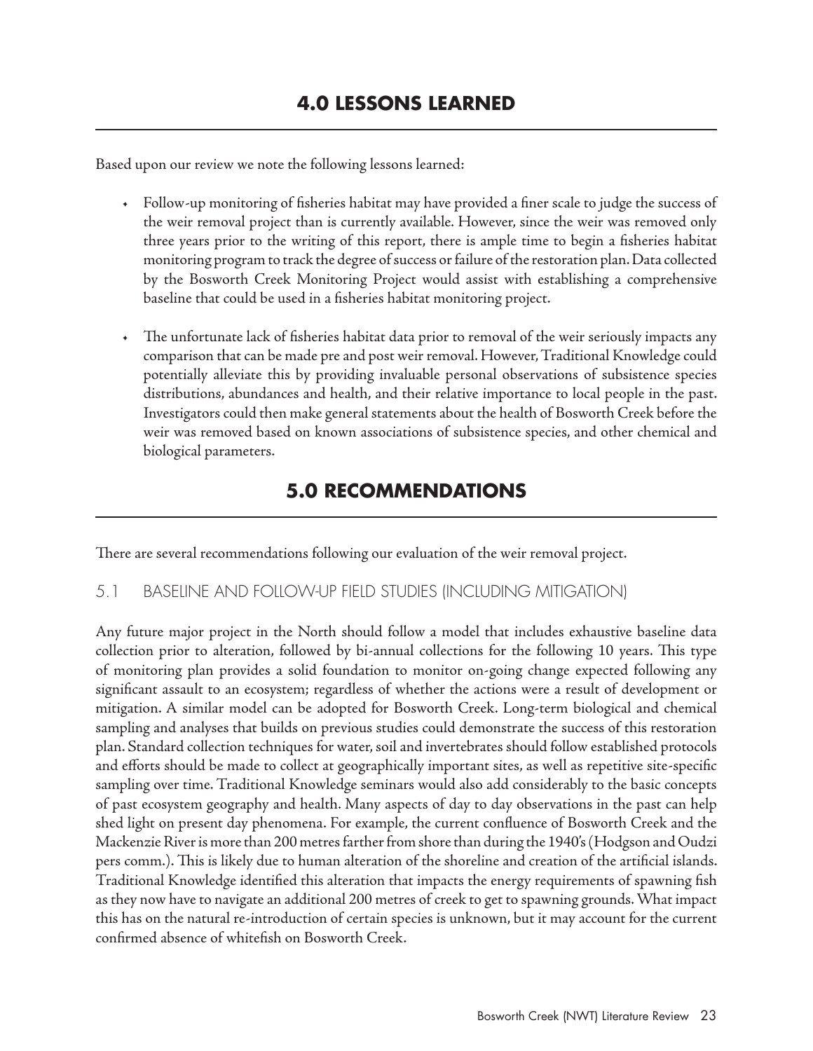# 4.0 LESSONS LEARNED

Based upon our review we note the following lessons learned:

- Follow-up monitoring of fisheries habitat may have provided a finer scale to judge the success of the weir removal project than is currently available. However, since the weir was removed only three years prior to the writing of this report, there is ample time to begin a fisheries habitat monitoring program to track the degree of success or failure of the restoration plan. Data collected by the Bosworth Creek Monitoring Project would assist with establishing a comprehensive baseline that could be used in a fisheries habitat monitoring project.

- The unfortunate lack of fisheries habitat data prior to removal of the weir seriously impacts any comparison that can be made pre and post weir removal. However, Traditional Knowledge could potentially alleviate this by providing invaluable personal observations of subsistence species distributions, abundances and health, and their relative importance to local people in the past. Investigators could then make general statements about the health of Bosworth Creek before the weir was removed based on known associations of subsistence species, and other chemical and biological parameters.

# 5.0 RECOMMENDATIONS

There are several recommendations following our evaluation of the weir removal project.

## 5.1 BASELINE AND FOLLOW-UP FIELD STUDIES (INCLUDING MITIGATION)

Any future major project in the North should follow a model that includes exhaustive baseline data collection prior to alteration, followed by bi-annual collections for the following 10 years. This type of monitoring plan provides a solid foundation to monitor on-going change expected following any significant assault to an ecosystem; regardless of whether the actions were a result of development or mitigation. A similar model can be adopted for Bosworth Creek. Long-term biological and chemical sampling and analyses that builds on previous studies could demonstrate the success of this restoration plan. Standard collection techniques for water, soil and invertebrates should follow established protocols and efforts should be made to collect at geographically important sites, as well as repetitive site-specific sampling over time. Traditional Knowledge seminars would also add considerably to the basic concepts of past ecosystem geography and health. Many aspects of day to day observations in the past can help shed light on present day phenomena. For example, the current confluence of Bosworth Creek and the Mackenzie River is more than 200 metres farther from shore than during the 1940's (Hodgson and Oudzi pers comm.). This is likely due to human alteration of the shoreline and creation of the artificial islands. Traditional Knowledge identified this alteration that impacts the energy requirements of spawning fish as they now have to navigate an additional 200 metres of creek to get to spawning grounds. What impact this has on the natural re-introduction of certain species is unknown, but it may account for the current confirmed absence of whitefish on Bosworth Creek.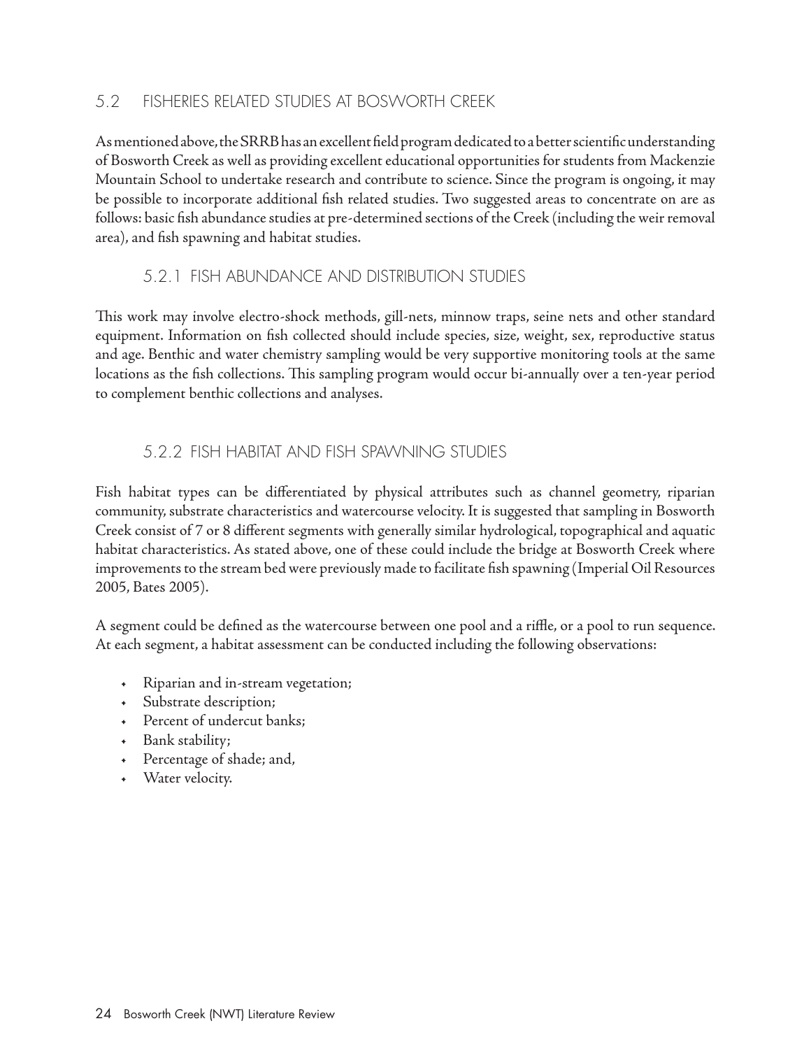## 5.2 FISHERIES RELATED STUDIES AT BOSWORTH CREEK

As mentioned above, the SRRB has an excellent field program dedicated to a better scientific understanding of Bosworth Creek as well as providing excellent educational opportunities for students from Mackenzie Mountain School to undertake research and contribute to science. Since the program is ongoing, it may be possible to incorporate additional fish related studies. Two suggested areas to concentrate on are as follows: basic fish abundance studies at pre-determined sections of the Creek (including the weir removal area), and fish spawning and habitat studies.

### 5.2.1 FISH ABUNDANCE AND DISTRIBUTION STUDIES

This work may involve electro-shock methods, gill-nets, minnow traps, seine nets and other standard equipment. Information on fish collected should include species, size, weight, sex, reproductive status and age. Benthic and water chemistry sampling would be very supportive monitoring tools at the same locations as the fish collections. This sampling program would occur bi-annually over a ten-year period to complement benthic collections and analyses.

### 5.2.2 FISH HABITAT AND FISH SPAWNING STUDIES

Fish habitat types can be differentiated by physical attributes such as channel geometry, riparian community, substrate characteristics and watercourse velocity. It is suggested that sampling in Bosworth Creek consist of 7 or 8 different segments with generally similar hydrological, topographical and aquatic habitat characteristics. As stated above, one of these could include the bridge at Bosworth Creek where improvements to the stream bed were previously made to facilitate fish spawning (Imperial Oil Resources 2005, Bates 2005).

A segment could be defined as the watercourse between one pool and a riffle, or a pool to run sequence. At each segment, a habitat assessment can be conducted including the following observations:

- Riparian and in-stream vegetation;
- Substrate description;
- Percent of undercut banks;
- Bank stability;
- Percentage of shade; and,
- Water velocity.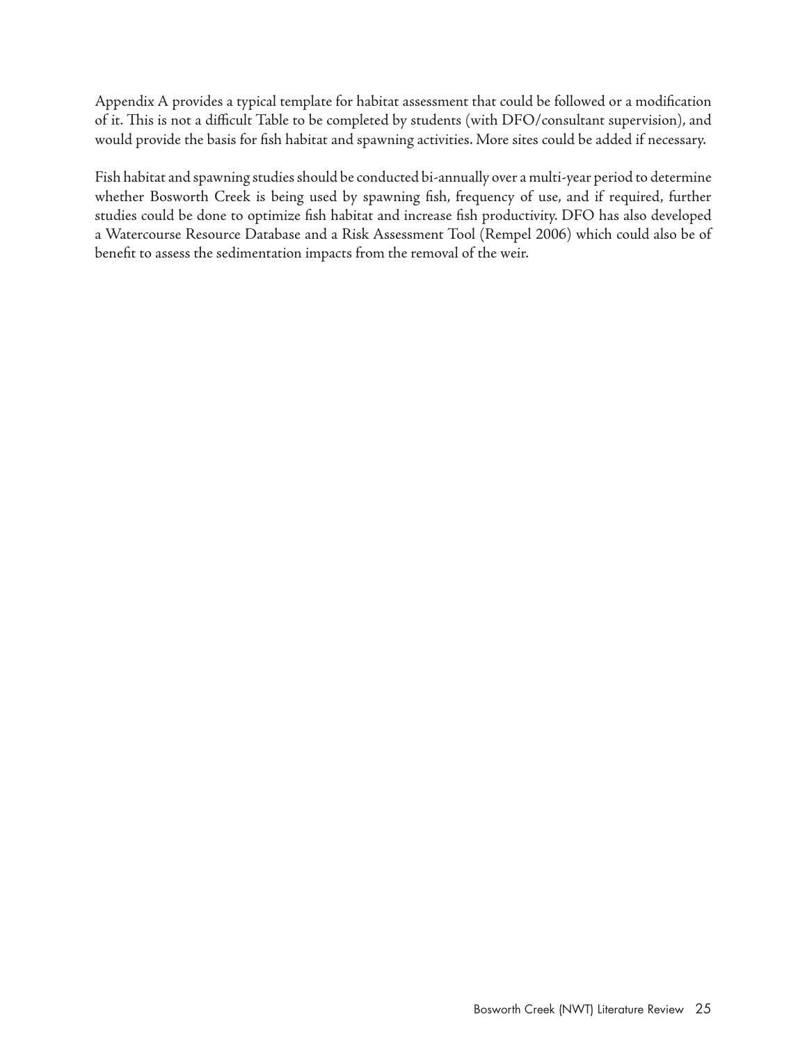Appendix A provides a typical template for habitat assessment that could be followed or a modification of it. This is not a difficult Table to be completed by students (with DFO/consultant supervision), and would provide the basis for fish habitat and spawning activities. More sites could be added if necessary.

Fish habitat and spawning studies should be conducted bi-annually over a multi-year period to determine whether Bosworth Creek is being used by spawning fish, frequency of use, and if required, further studies could be done to optimize fish habitat and increase fish productivity. DFO has also developed a Watercourse Resource Database and a Risk Assessment Tool (Rempel 2006) which could also be of benefit to assess the sedimentation impacts from the removal of the weir.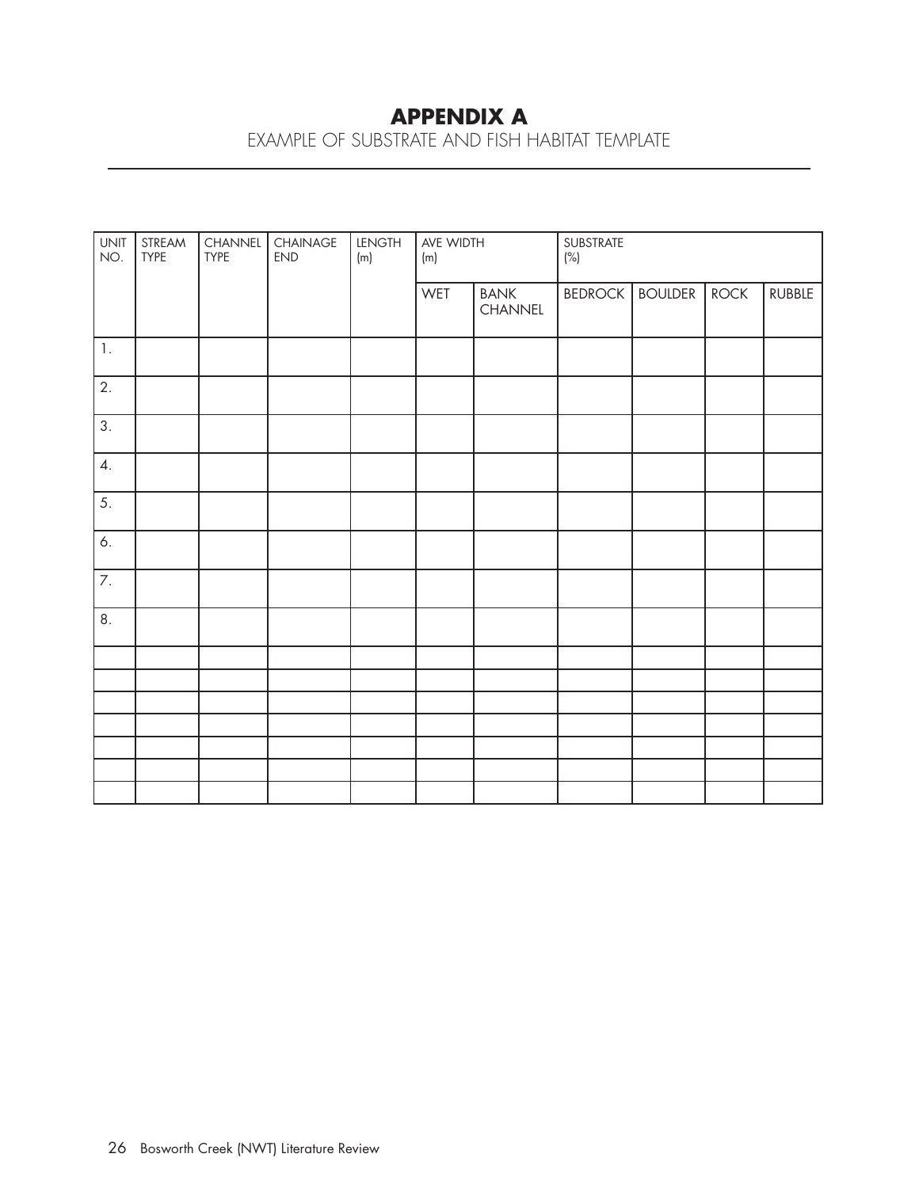# APPENDIX A

EXAMPLE OF SUBSTRATE AND FISH HABITAT TEMPLATE

| UNIT NO. | STREAM TYPE | CHANNEL TYPE | CHAINAGE END | LENGTH (m) | AVE WIDTH (m) | | SUBSTRATE (%) | | | |
|---|---|---|---|---|---|---|---|---|---|---|
| | | | | | WET | BANK CHANNEL | BEDROCK | BOULDER | ROCK | RUBBLE |
| 1. | | | | | | | | | | |
| 2. | | | | | | | | | | |
| 3. | | | | | | | | | | |
| 4. | | | | | | | | | | |
| 5. | | | | | | | | | | |
| 6. | | | | | | | | | | |
| 7. | | | | | | | | | | |
| 8. | | | | | | | | | | |
| | | | | | | | | | | |
| | | | | | | | | | | |
| | | | | | | | | | | |
| | | | | | | | | | | |
| | | | | | | | | | | |
| | | | | | | | | | | |
| | | | | | | | | | | |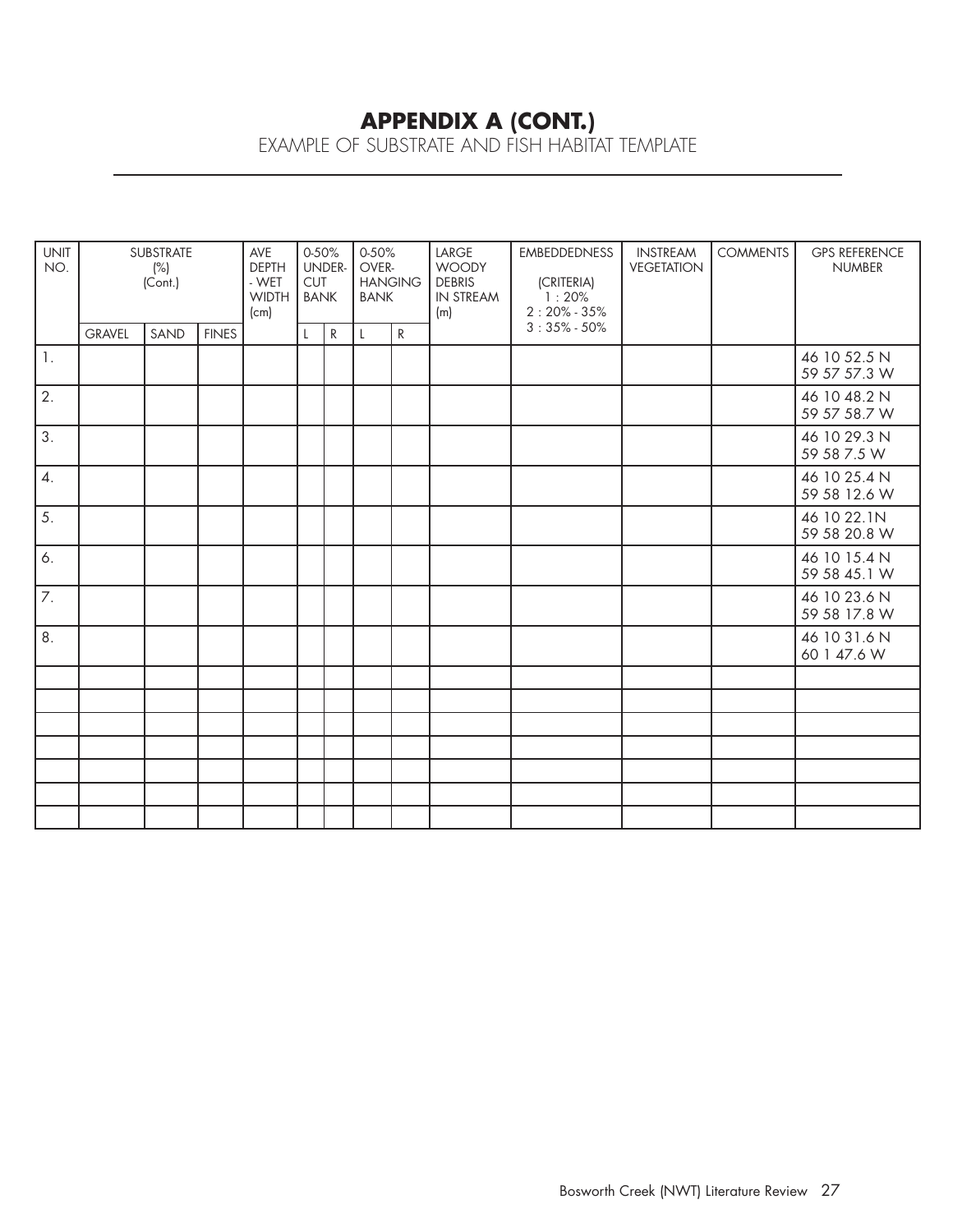# APPENDIX A (CONT.)

EXAMPLE OF SUBSTRATE AND FISH HABITAT TEMPLATE

| UNIT NO. | SUBSTRATE (%) (Cont.) | | | AVE DEPTH - WET WIDTH (cm) | 0-50% UNDER-CUT BANK | | 0-50% OVER-HANGING BANK | | LARGE WOODY DEBRIS IN STREAM (m) | EMBEDDEDNESS (CRITERIA) 1 : 20% 2 : 20% - 35% 3 : 35% - 50% | INSTREAM VEGETATION | COMMENTS | GPS REFERENCE NUMBER |
|---|---|---|---|---|---|---|---|---|---|---|---|---|---|
| | GRAVEL | SAND | FINES | | L | R | L | R | | | | | |
| 1. | | | | | | | | | | | | | 46 10 52.5 N 59 57 57.3 W |
| 2. | | | | | | | | | | | | | 46 10 48.2 N 59 57 58.7 W |
| 3. | | | | | | | | | | | | | 46 10 29.3 N 59 58 7.5 W |
| 4. | | | | | | | | | | | | | 46 10 25.4 N 59 58 12.6 W |
| 5. | | | | | | | | | | | | | 46 10 22.1N 59 58 20.8 W |
| 6. | | | | | | | | | | | | | 46 10 15.4 N 59 58 45.1 W |
| 7. | | | | | | | | | | | | | 46 10 23.6 N 59 58 17.8 W |
| 8. | | | | | | | | | | | | | 46 10 31.6 N 60 1 47.6 W |
| | | | | | | | | | | | | | |
| | | | | | | | | | | | | | |
| | | | | | | | | | | | | | |
| | | | | | | | | | | | | | |
| | | | | | | | | | | | | | |
| | | | | | | | | | | | | | |
| | | | | | | | | | | | | | |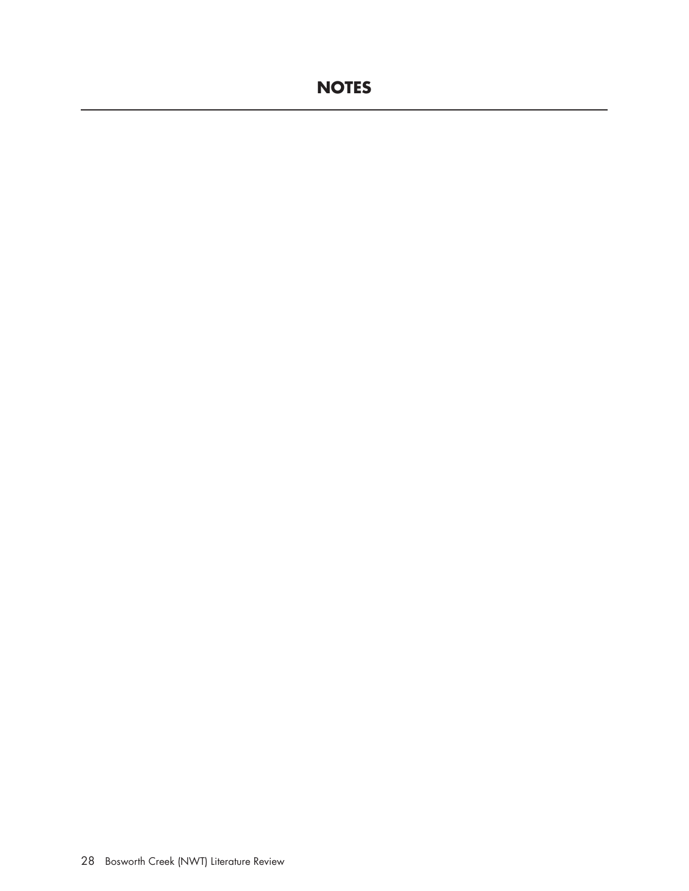# NOTES